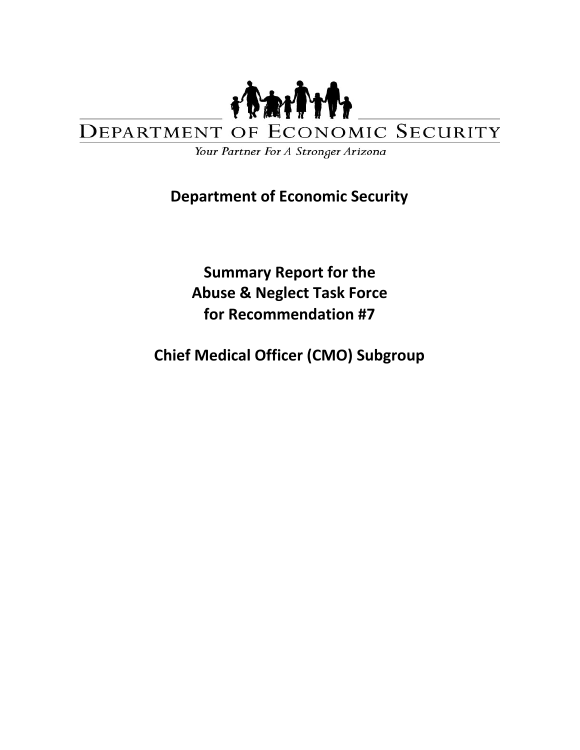DEPARTMENT OF ECONOMIC SECURITY

*Your Partner For A Stronger Arizona*

# Department of Economic Security

# Summary Report for the Abuse & Neglect Task Force for Recommendation #7

# Chief Medical Officer (CMO) Subgroup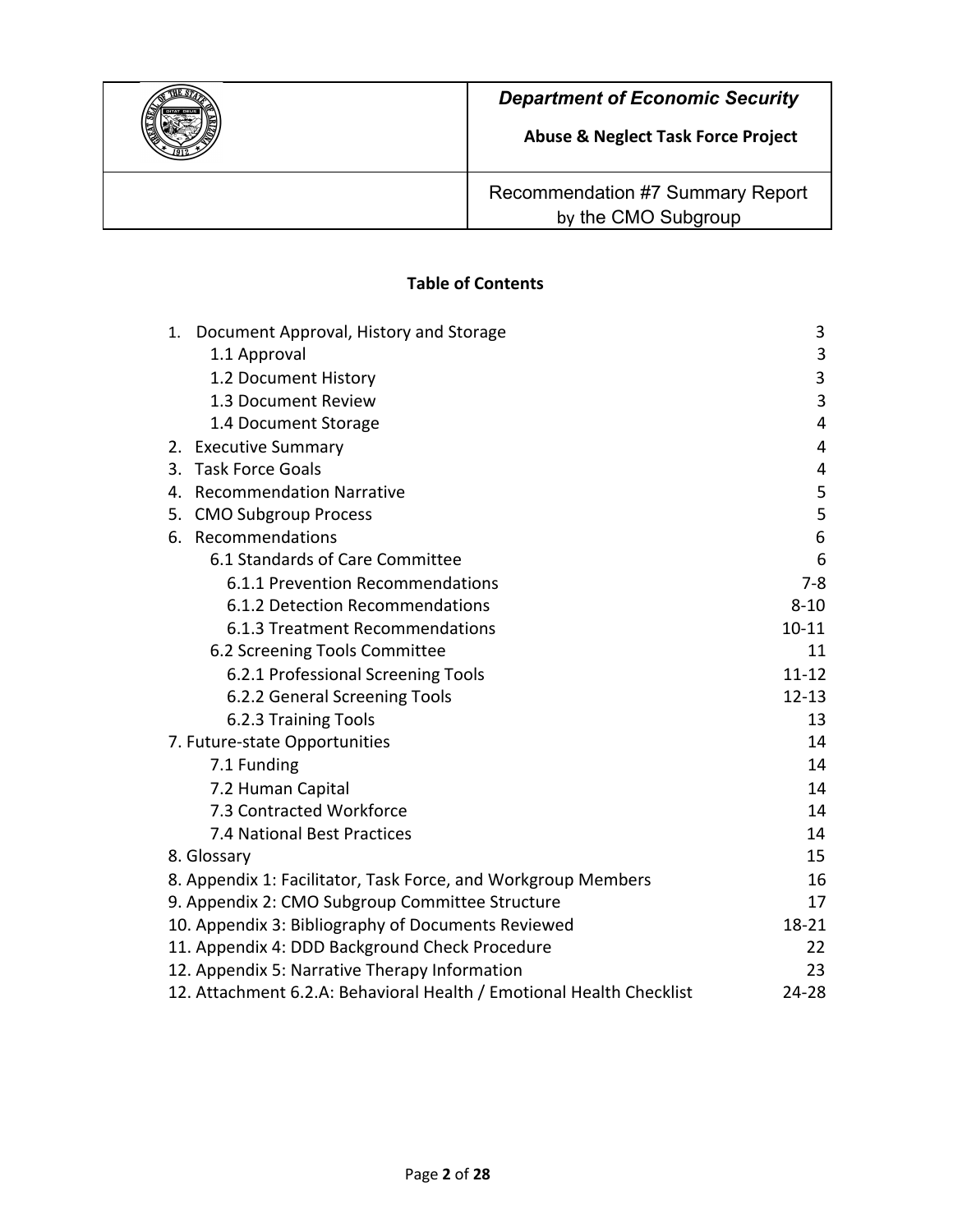| | *Department of Economic Security* **Abuse & Neglect Task Force Project** |
|---|---|
| | Recommendation #7 Summary Report by the CMO Subgroup |

**Table of Contents**

| | |
|---|---|
| 1. Document Approval, History and Storage | 3 |
| 1.1 Approval | 3 |
| 1.2 Document History | 3 |
| 1.3 Document Review | 3 |
| 1.4 Document Storage | 4 |
| 2. Executive Summary | 4 |
| 3. Task Force Goals | 4 |
| 4. Recommendation Narrative | 5 |
| 5. CMO Subgroup Process | 5 |
| 6. Recommendations | 6 |
| 6.1 Standards of Care Committee | 6 |
| 6.1.1 Prevention Recommendations | 7-8 |
| 6.1.2 Detection Recommendations | 8-10 |
| 6.1.3 Treatment Recommendations | 10-11 |
| 6.2 Screening Tools Committee | 11 |
| 6.2.1 Professional Screening Tools | 11-12 |
| 6.2.2 General Screening Tools | 12-13 |
| 6.2.3 Training Tools | 13 |
| 7. Future-state Opportunities | 14 |
| 7.1 Funding | 14 |
| 7.2 Human Capital | 14 |
| 7.3 Contracted Workforce | 14 |
| 7.4 National Best Practices | 14 |
| 8. Glossary | 15 |
| 8. Appendix 1: Facilitator, Task Force, and Workgroup Members | 16 |
| 9. Appendix 2: CMO Subgroup Committee Structure | 17 |
| 10. Appendix 3: Bibliography of Documents Reviewed | 18-21 |
| 11. Appendix 4: DDD Background Check Procedure | 22 |
| 12. Appendix 5: Narrative Therapy Information | 23 |
| 12. Attachment 6.2.A: Behavioral Health / Emotional Health Checklist | 24-28 |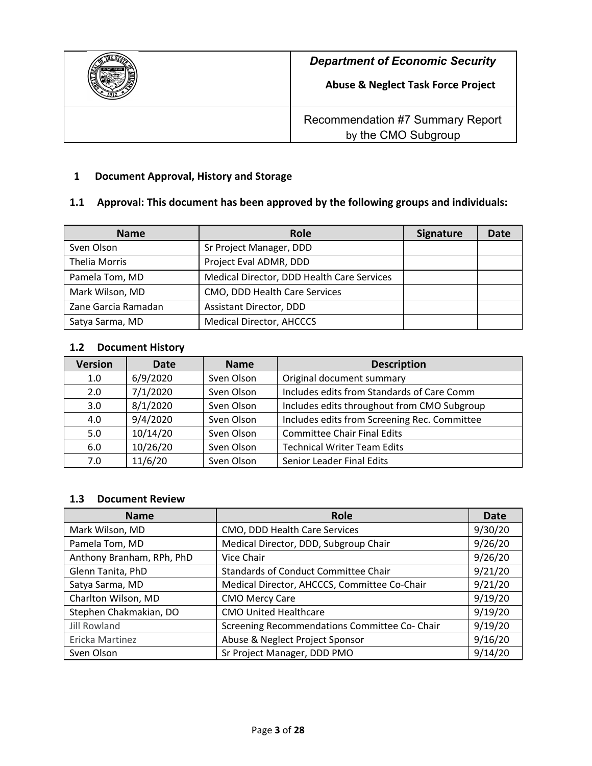| | *Department of Economic Security*<br>**Abuse & Neglect Task Force Project** |
|---|---|
| | Recommendation #7 Summary Report by the CMO Subgroup |

## 1 Document Approval, History and Storage

### 1.1 Approval: This document has been approved by the following groups and individuals:

| Name | Role | Signature | Date |
|---|---|---|---|
| Sven Olson | Sr Project Manager, DDD | | |
| Thelia Morris | Project Eval ADMR, DDD | | |
| Pamela Tom, MD | Medical Director, DDD Health Care Services | | |
| Mark Wilson, MD | CMO, DDD Health Care Services | | |
| Zane Garcia Ramadan | Assistant Director, DDD | | |
| Satya Sarma, MD | Medical Director, AHCCCS | | |

### 1.2 Document History

| Version | Date | Name | Description |
|---|---|---|---|
| 1.0 | 6/9/2020 | Sven Olson | Original document summary |
| 2.0 | 7/1/2020 | Sven Olson | Includes edits from Standards of Care Comm |
| 3.0 | 8/1/2020 | Sven Olson | Includes edits throughout from CMO Subgroup |
| 4.0 | 9/4/2020 | Sven Olson | Includes edits from Screening Rec. Committee |
| 5.0 | 10/14/20 | Sven Olson | Committee Chair Final Edits |
| 6.0 | 10/26/20 | Sven Olson | Technical Writer Team Edits |
| 7.0 | 11/6/20 | Sven Olson | Senior Leader Final Edits |

### 1.3 Document Review

| Name | Role | Date |
|---|---|---|
| Mark Wilson, MD | CMO, DDD Health Care Services | 9/30/20 |
| Pamela Tom, MD | Medical Director, DDD, Subgroup Chair | 9/26/20 |
| Anthony Branham, RPh, PhD | Vice Chair | 9/26/20 |
| Glenn Tanita, PhD | Standards of Conduct Committee Chair | 9/21/20 |
| Satya Sarma, MD | Medical Director, AHCCCS, Committee Co-Chair | 9/21/20 |
| Charlton Wilson, MD | CMO Mercy Care | 9/19/20 |
| Stephen Chakmakian, DO | CMO United Healthcare | 9/19/20 |
| Jill Rowland | Screening Recommendations Committee Co- Chair | 9/19/20 |
| Ericka Martinez | Abuse & Neglect Project Sponsor | 9/16/20 |
| Sven Olson | Sr Project Manager, DDD PMO | 9/14/20 |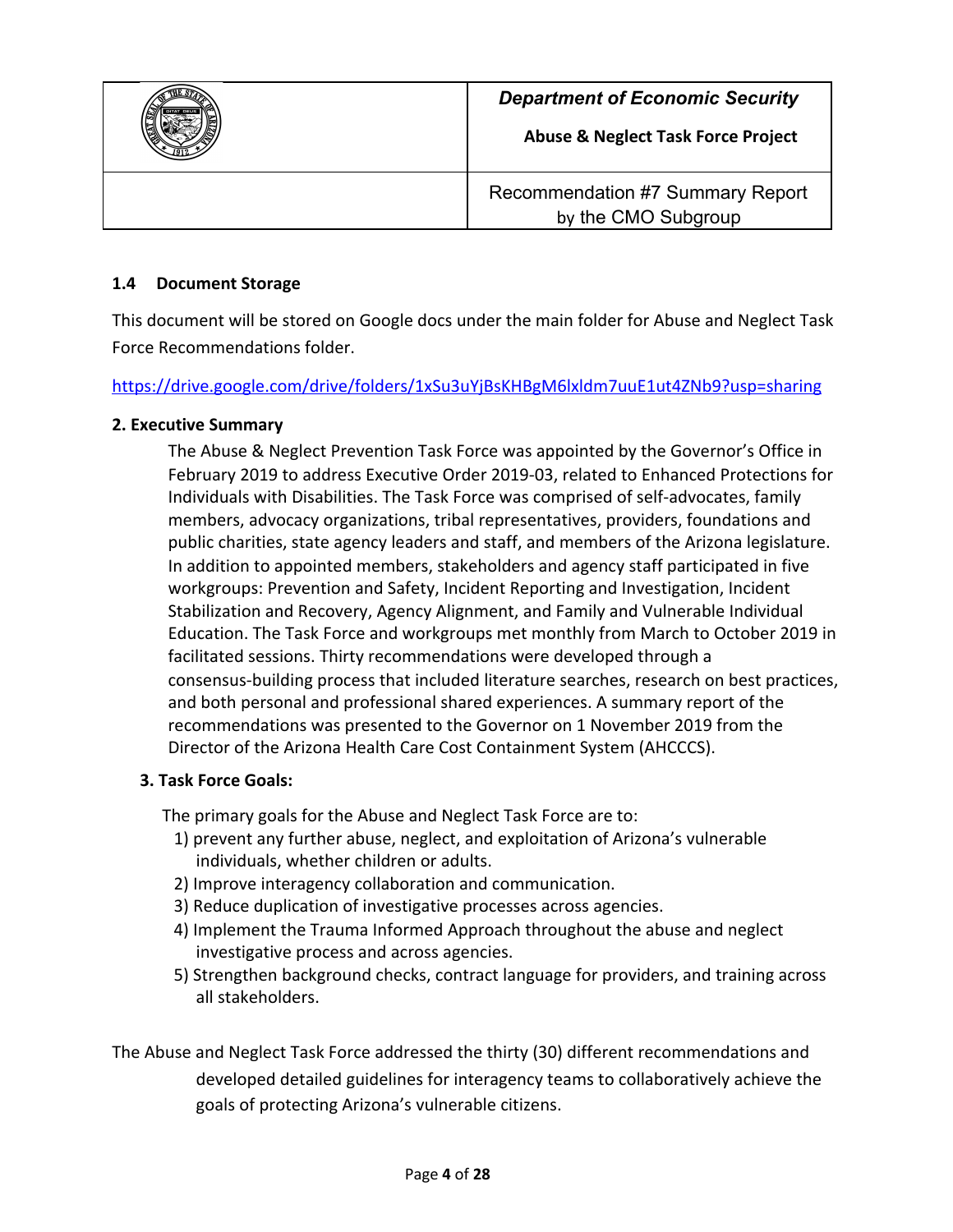### 1.4 Document Storage

This document will be stored on Google docs under the main folder for Abuse and Neglect Task Force Recommendations folder.

https://drive.google.com/drive/folders/1xSu3uYjBsKHBgM6lxldm7uuE1ut4ZNb9?usp=sharing

## 2. Executive Summary

The Abuse & Neglect Prevention Task Force was appointed by the Governor's Office in February 2019 to address Executive Order 2019-03, related to Enhanced Protections for Individuals with Disabilities. The Task Force was comprised of self-advocates, family members, advocacy organizations, tribal representatives, providers, foundations and public charities, state agency leaders and staff, and members of the Arizona legislature. In addition to appointed members, stakeholders and agency staff participated in five workgroups: Prevention and Safety, Incident Reporting and Investigation, Incident Stabilization and Recovery, Agency Alignment, and Family and Vulnerable Individual Education. The Task Force and workgroups met monthly from March to October 2019 in facilitated sessions. Thirty recommendations were developed through a consensus-building process that included literature searches, research on best practices, and both personal and professional shared experiences. A summary report of the recommendations was presented to the Governor on 1 November 2019 from the Director of the Arizona Health Care Cost Containment System (AHCCCS).

## 3. Task Force Goals:

The primary goals for the Abuse and Neglect Task Force are to:

1) prevent any further abuse, neglect, and exploitation of Arizona's vulnerable individuals, whether children or adults.
2) Improve interagency collaboration and communication.
3) Reduce duplication of investigative processes across agencies.
4) Implement the Trauma Informed Approach throughout the abuse and neglect investigative process and across agencies.
5) Strengthen background checks, contract language for providers, and training across all stakeholders.

The Abuse and Neglect Task Force addressed the thirty (30) different recommendations and developed detailed guidelines for interagency teams to collaboratively achieve the goals of protecting Arizona's vulnerable citizens.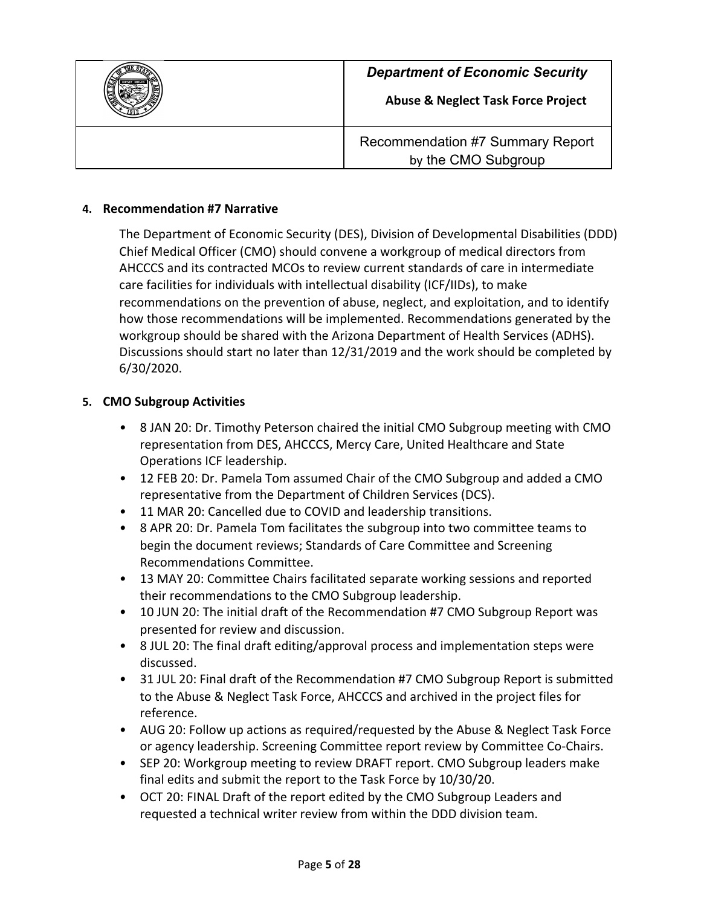## 4. Recommendation #7 Narrative

The Department of Economic Security (DES), Division of Developmental Disabilities (DDD) Chief Medical Officer (CMO) should convene a workgroup of medical directors from AHCCCS and its contracted MCOs to review current standards of care in intermediate care facilities for individuals with intellectual disability (ICF/IIDs), to make recommendations on the prevention of abuse, neglect, and exploitation, and to identify how those recommendations will be implemented. Recommendations generated by the workgroup should be shared with the Arizona Department of Health Services (ADHS). Discussions should start no later than 12/31/2019 and the work should be completed by 6/30/2020.

## 5. CMO Subgroup Activities

- 8 JAN 20: Dr. Timothy Peterson chaired the initial CMO Subgroup meeting with CMO representation from DES, AHCCCS, Mercy Care, United Healthcare and State Operations ICF leadership.
- 12 FEB 20: Dr. Pamela Tom assumed Chair of the CMO Subgroup and added a CMO representative from the Department of Children Services (DCS).
- 11 MAR 20: Cancelled due to COVID and leadership transitions.
- 8 APR 20: Dr. Pamela Tom facilitates the subgroup into two committee teams to begin the document reviews; Standards of Care Committee and Screening Recommendations Committee.
- 13 MAY 20: Committee Chairs facilitated separate working sessions and reported their recommendations to the CMO Subgroup leadership.
- 10 JUN 20: The initial draft of the Recommendation #7 CMO Subgroup Report was presented for review and discussion.
- 8 JUL 20: The final draft editing/approval process and implementation steps were discussed.
- 31 JUL 20: Final draft of the Recommendation #7 CMO Subgroup Report is submitted to the Abuse & Neglect Task Force, AHCCCS and archived in the project files for reference.
- AUG 20: Follow up actions as required/requested by the Abuse & Neglect Task Force or agency leadership. Screening Committee report review by Committee Co-Chairs.
- SEP 20: Workgroup meeting to review DRAFT report. CMO Subgroup leaders make final edits and submit the report to the Task Force by 10/30/20.
- OCT 20: FINAL Draft of the report edited by the CMO Subgroup Leaders and requested a technical writer review from within the DDD division team.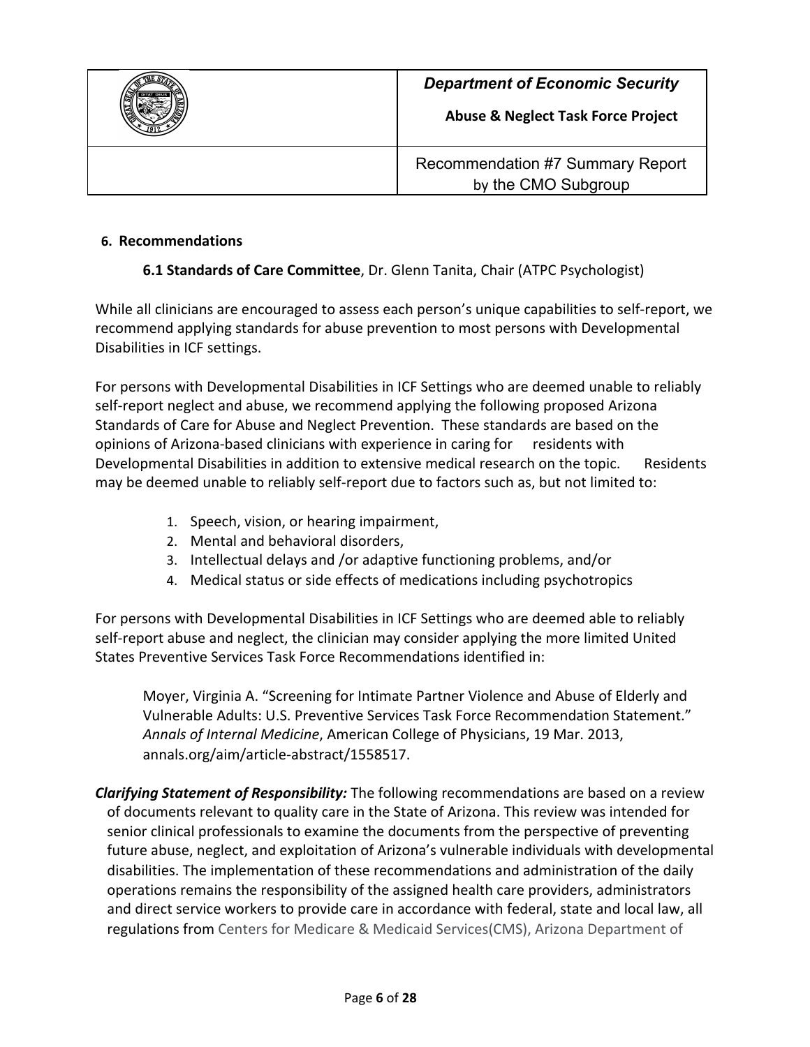## 6. Recommendations

### 6.1 Standards of Care Committee, Dr. Glenn Tanita, Chair (ATPC Psychologist)

While all clinicians are encouraged to assess each person's unique capabilities to self-report, we recommend applying standards for abuse prevention to most persons with Developmental Disabilities in ICF settings.

For persons with Developmental Disabilities in ICF Settings who are deemed unable to reliably self-report neglect and abuse, we recommend applying the following proposed Arizona Standards of Care for Abuse and Neglect Prevention. These standards are based on the opinions of Arizona-based clinicians with experience in caring for residents with Developmental Disabilities in addition to extensive medical research on the topic. Residents may be deemed unable to reliably self-report due to factors such as, but not limited to:

1. Speech, vision, or hearing impairment,
2. Mental and behavioral disorders,
3. Intellectual delays and /or adaptive functioning problems, and/or
4. Medical status or side effects of medications including psychotropics

For persons with Developmental Disabilities in ICF Settings who are deemed able to reliably self-report abuse and neglect, the clinician may consider applying the more limited United States Preventive Services Task Force Recommendations identified in:

> Moyer, Virginia A. "Screening for Intimate Partner Violence and Abuse of Elderly and Vulnerable Adults: U.S. Preventive Services Task Force Recommendation Statement." *Annals of Internal Medicine*, American College of Physicians, 19 Mar. 2013, annals.org/aim/article-abstract/1558517.

***Clarifying Statement of Responsibility:*** The following recommendations are based on a review of documents relevant to quality care in the State of Arizona. This review was intended for senior clinical professionals to examine the documents from the perspective of preventing future abuse, neglect, and exploitation of Arizona's vulnerable individuals with developmental disabilities. The implementation of these recommendations and administration of the daily operations remains the responsibility of the assigned health care providers, administrators and direct service workers to provide care in accordance with federal, state and local law, all regulations from Centers for Medicare & Medicaid Services(CMS), Arizona Department of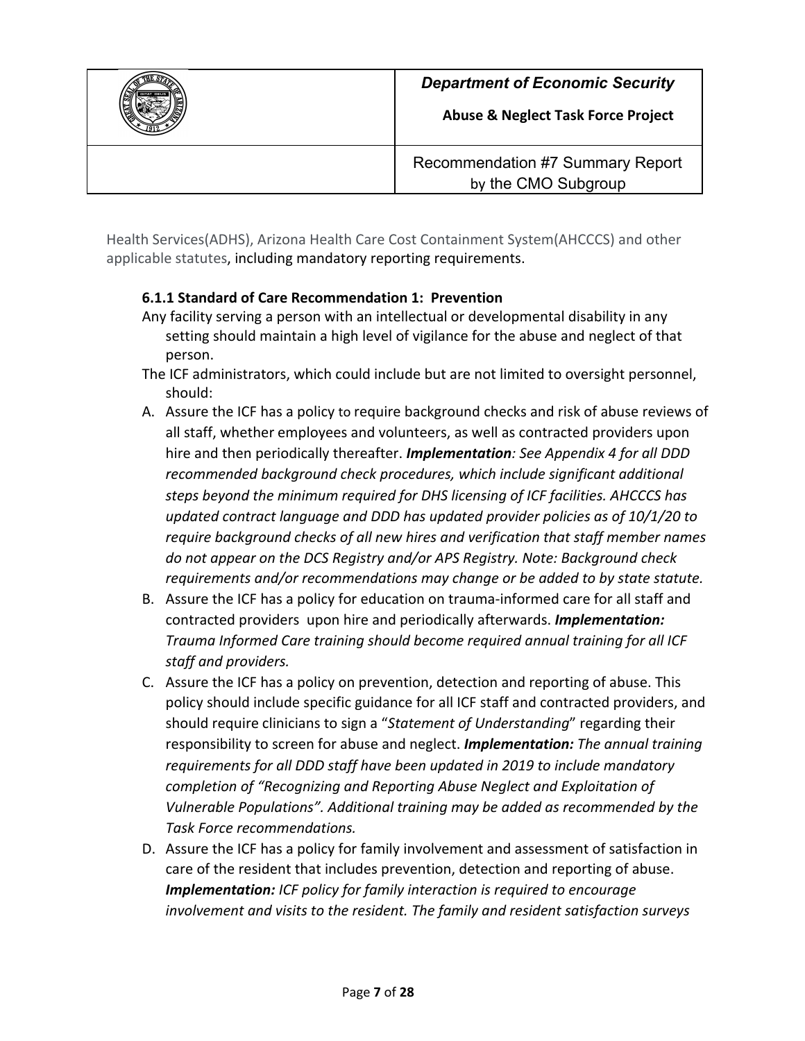Health Services(ADHS), Arizona Health Care Cost Containment System(AHCCCS) and other applicable statutes, including mandatory reporting requirements.

### 6.1.1 Standard of Care Recommendation 1: Prevention

Any facility serving a person with an intellectual or developmental disability in any setting should maintain a high level of vigilance for the abuse and neglect of that person.

The ICF administrators, which could include but are not limited to oversight personnel, should:

A. Assure the ICF has a policy to require background checks and risk of abuse reviews of all staff, whether employees and volunteers, as well as contracted providers upon hire and then periodically thereafter. ***Implementation****: See Appendix 4 for all DDD recommended background check procedures, which include significant additional steps beyond the minimum required for DHS licensing of ICF facilities. AHCCCS has updated contract language and DDD has updated provider policies as of 10/1/20 to require background checks of all new hires and verification that staff member names do not appear on the DCS Registry and/or APS Registry. Note: Background check requirements and/or recommendations may change or be added to by state statute.*

B. Assure the ICF has a policy for education on trauma-informed care for all staff and contracted providers upon hire and periodically afterwards. ***Implementation:*** *Trauma Informed Care training should become required annual training for all ICF staff and providers.*

C. Assure the ICF has a policy on prevention, detection and reporting of abuse. This policy should include specific guidance for all ICF staff and contracted providers, and should require clinicians to sign a "*Statement of Understanding*" regarding their responsibility to screen for abuse and neglect. ***Implementation:*** *The annual training requirements for all DDD staff have been updated in 2019 to include mandatory completion of "Recognizing and Reporting Abuse Neglect and Exploitation of Vulnerable Populations". Additional training may be added as recommended by the Task Force recommendations.*

D. Assure the ICF has a policy for family involvement and assessment of satisfaction in care of the resident that includes prevention, detection and reporting of abuse. ***Implementation:*** *ICF policy for family interaction is required to encourage involvement and visits to the resident. The family and resident satisfaction surveys*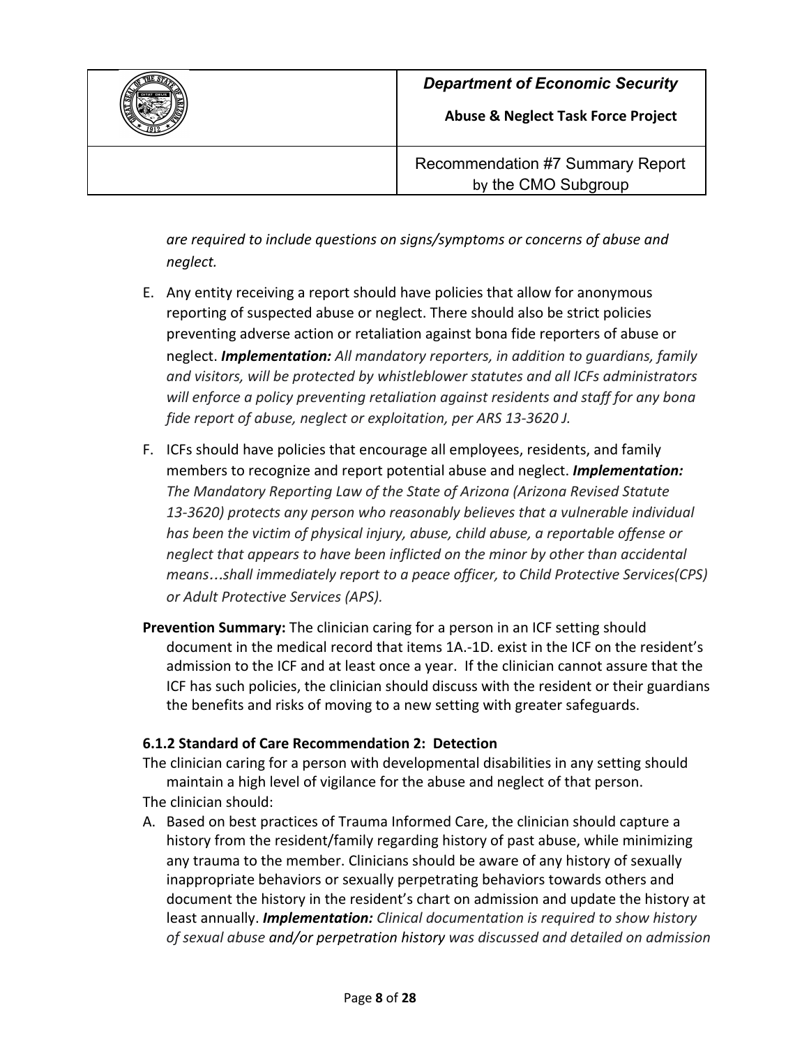*are required to include questions on signs/symptoms or concerns of abuse and neglect.*

E. Any entity receiving a report should have policies that allow for anonymous reporting of suspected abuse or neglect. There should also be strict policies preventing adverse action or retaliation against bona fide reporters of abuse or neglect. ***Implementation:*** *All mandatory reporters, in addition to guardians, family and visitors, will be protected by whistleblower statutes and all ICFs administrators will enforce a policy preventing retaliation against residents and staff for any bona fide report of abuse, neglect or exploitation, per ARS 13-3620 J.*

F. ICFs should have policies that encourage all employees, residents, and family members to recognize and report potential abuse and neglect. ***Implementation:*** *The Mandatory Reporting Law of the State of Arizona (Arizona Revised Statute 13-3620) protects any person who reasonably believes that a vulnerable individual has been the victim of physical injury, abuse, child abuse, a reportable offense or neglect that appears to have been inflicted on the minor by other than accidental means…shall immediately report to a peace officer, to Child Protective Services(CPS) or Adult Protective Services (APS).*

**Prevention Summary:** The clinician caring for a person in an ICF setting should document in the medical record that items 1A.-1D. exist in the ICF on the resident's admission to the ICF and at least once a year. If the clinician cannot assure that the ICF has such policies, the clinician should discuss with the resident or their guardians the benefits and risks of moving to a new setting with greater safeguards.

### 6.1.2 Standard of Care Recommendation 2: Detection

The clinician caring for a person with developmental disabilities in any setting should maintain a high level of vigilance for the abuse and neglect of that person.

The clinician should:

A. Based on best practices of Trauma Informed Care, the clinician should capture a history from the resident/family regarding history of past abuse, while minimizing any trauma to the member. Clinicians should be aware of any history of sexually inappropriate behaviors or sexually perpetrating behaviors towards others and document the history in the resident's chart on admission and update the history at least annually. ***Implementation:*** *Clinical documentation is required to show history of sexual abuse* and/or perpetration history *was discussed and detailed on admission*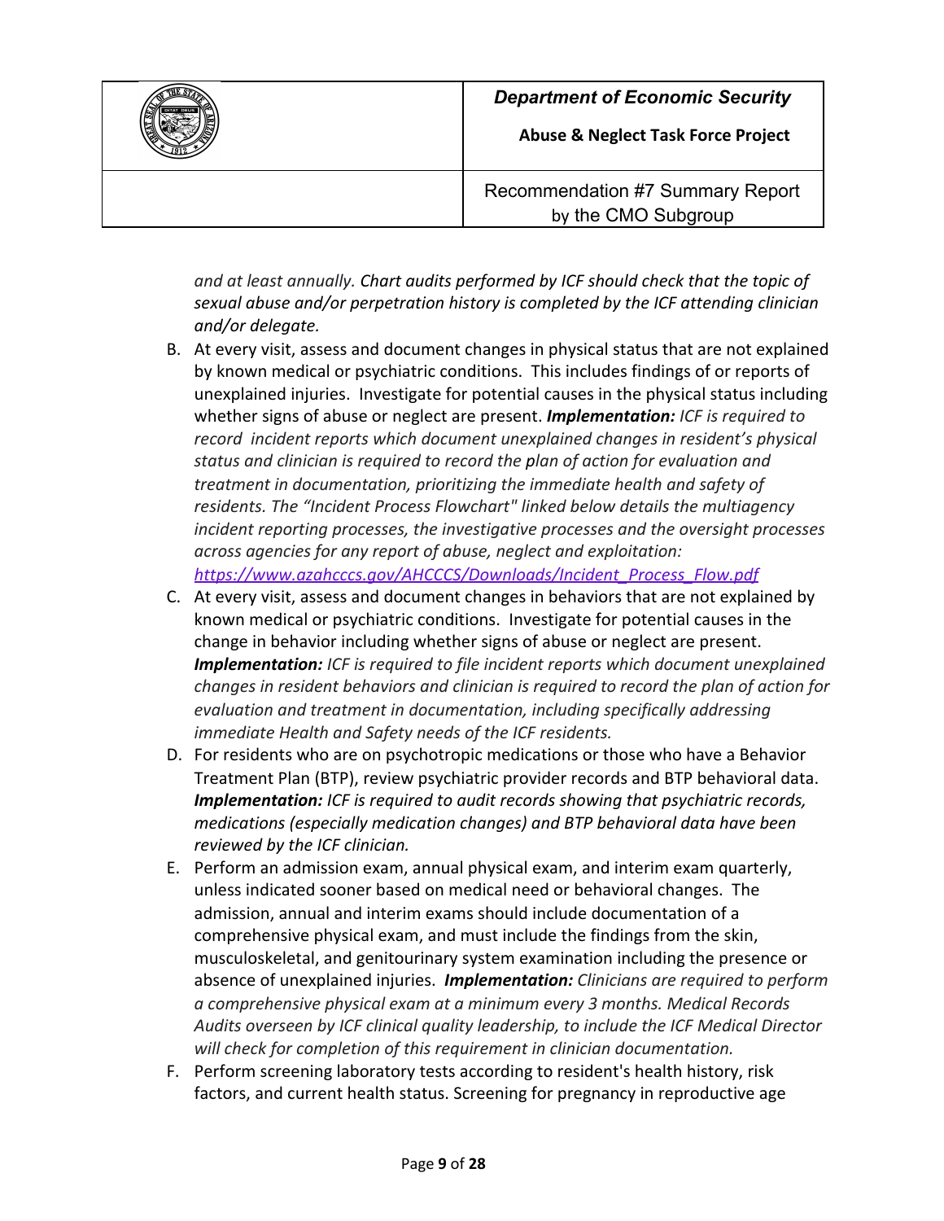*and at least annually. Chart audits performed by ICF should check that the topic of sexual abuse and/or perpetration history is completed by the ICF attending clinician and/or delegate.*

B. At every visit, assess and document changes in physical status that are not explained by known medical or psychiatric conditions. This includes findings of or reports of unexplained injuries. Investigate for potential causes in the physical status including whether signs of abuse or neglect are present. ***Implementation:*** *ICF is required to record incident reports which document unexplained changes in resident's physical status and clinician is required to record the plan of action for evaluation and treatment in documentation, prioritizing the immediate health and safety of residents. The "Incident Process Flowchart" linked below details the multiagency incident reporting processes, the investigative processes and the oversight processes across agencies for any report of abuse, neglect and exploitation: [https://www.azahcccs.gov/AHCCCS/Downloads/Incident_Process_Flow.pdf](https://www.azahcccs.gov/AHCCCS/Downloads/Incident_Process_Flow.pdf)*

C. At every visit, assess and document changes in behaviors that are not explained by known medical or psychiatric conditions. Investigate for potential causes in the change in behavior including whether signs of abuse or neglect are present. ***Implementation:*** *ICF is required to file incident reports which document unexplained changes in resident behaviors and clinician is required to record the plan of action for evaluation and treatment in documentation, including specifically addressing immediate Health and Safety needs of the ICF residents.*

D. For residents who are on psychotropic medications or those who have a Behavior Treatment Plan (BTP), review psychiatric provider records and BTP behavioral data. ***Implementation:*** *ICF is required to audit records showing that psychiatric records, medications (especially medication changes) and BTP behavioral data have been reviewed by the ICF clinician.*

E. Perform an admission exam, annual physical exam, and interim exam quarterly, unless indicated sooner based on medical need or behavioral changes. The admission, annual and interim exams should include documentation of a comprehensive physical exam, and must include the findings from the skin, musculoskeletal, and genitourinary system examination including the presence or absence of unexplained injuries. ***Implementation:*** *Clinicians are required to perform a comprehensive physical exam at a minimum every 3 months. Medical Records Audits overseen by ICF clinical quality leadership, to include the ICF Medical Director will check for completion of this requirement in clinician documentation.*

F. Perform screening laboratory tests according to resident's health history, risk factors, and current health status. Screening for pregnancy in reproductive age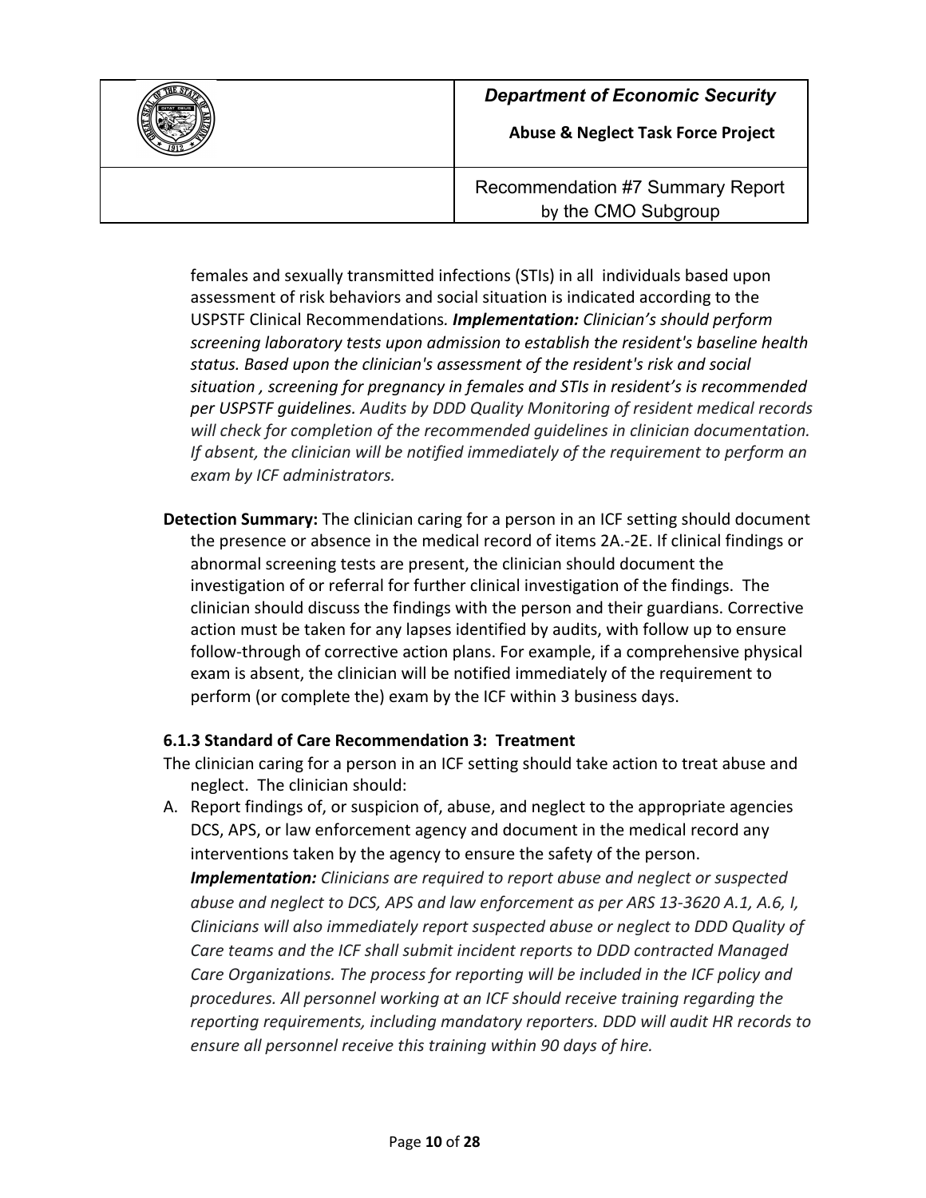females and sexually transmitted infections (STIs) in all individuals based upon assessment of risk behaviors and social situation is indicated according to the USPSTF Clinical Recommendations*.* ***Implementation:*** *Clinician's should perform screening laboratory tests upon admission to establish the resident's baseline health status. Based upon the clinician's assessment of the resident's risk and social situation , screening for pregnancy in females and STIs in resident's is recommended per USPSTF guidelines. Audits by DDD Quality Monitoring of resident medical records will check for completion of the recommended guidelines in clinician documentation. If absent, the clinician will be notified immediately of the requirement to perform an exam by ICF administrators.*

**Detection Summary:** The clinician caring for a person in an ICF setting should document the presence or absence in the medical record of items 2A.-2E. If clinical findings or abnormal screening tests are present, the clinician should document the investigation of or referral for further clinical investigation of the findings. The clinician should discuss the findings with the person and their guardians. Corrective action must be taken for any lapses identified by audits, with follow up to ensure follow-through of corrective action plans. For example, if a comprehensive physical exam is absent, the clinician will be notified immediately of the requirement to perform (or complete the) exam by the ICF within 3 business days.

### 6.1.3 Standard of Care Recommendation 3: Treatment

The clinician caring for a person in an ICF setting should take action to treat abuse and neglect. The clinician should:

A. Report findings of, or suspicion of, abuse, and neglect to the appropriate agencies DCS, APS, or law enforcement agency and document in the medical record any interventions taken by the agency to ensure the safety of the person.
   ***Implementation:*** *Clinicians are required to report abuse and neglect or suspected abuse and neglect to DCS, APS and law enforcement as per ARS 13-3620 A.1, A.6, I, Clinicians will also immediately report suspected abuse or neglect to DDD Quality of Care teams and the ICF shall submit incident reports to DDD contracted Managed Care Organizations. The process for reporting will be included in the ICF policy and procedures. All personnel working at an ICF should receive training regarding the reporting requirements, including mandatory reporters. DDD will audit HR records to ensure all personnel receive this training within 90 days of hire.*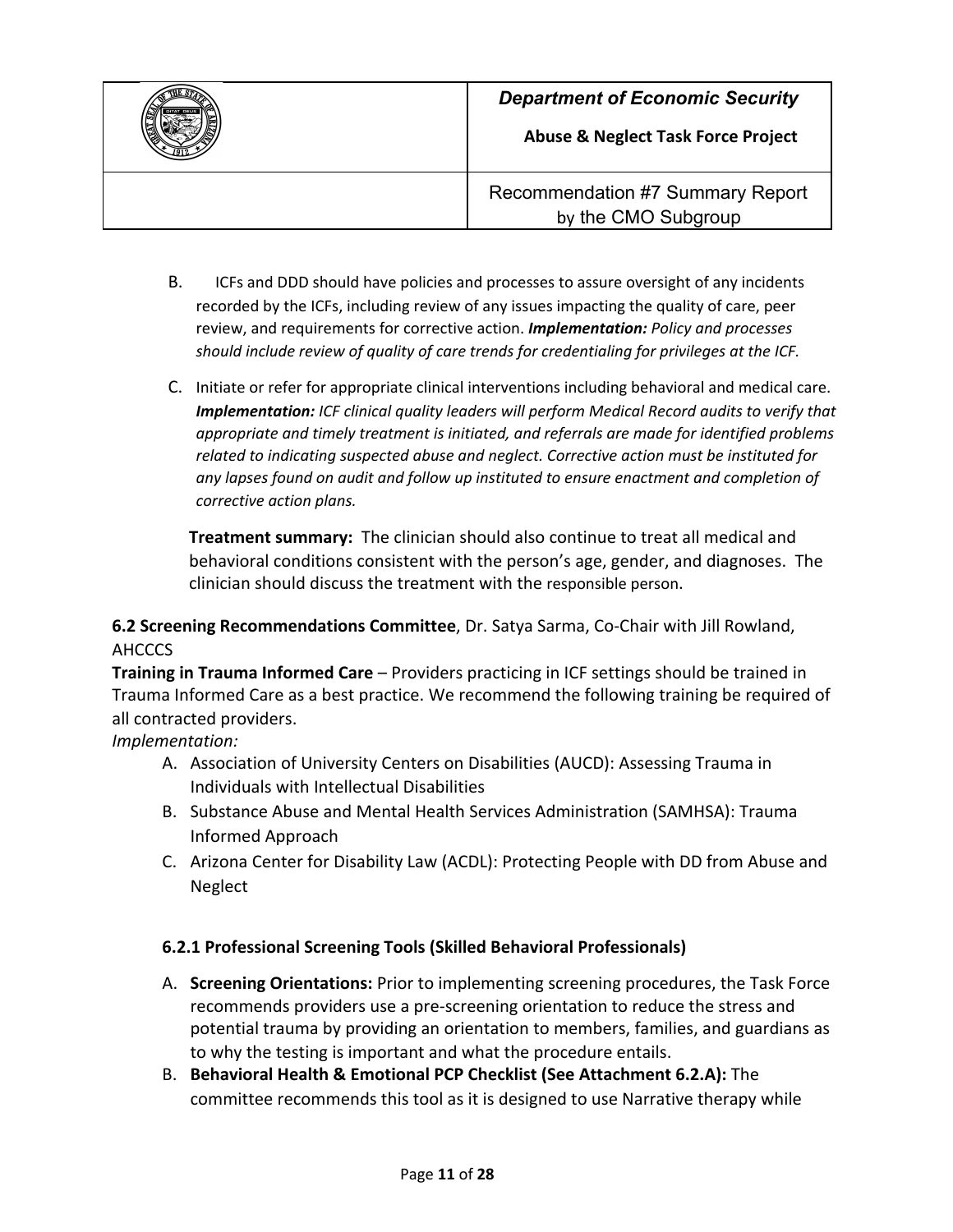B. ICFs and DDD should have policies and processes to assure oversight of any incidents recorded by the ICFs, including review of any issues impacting the quality of care, peer review, and requirements for corrective action. ***Implementation:*** *Policy and processes should include review of quality of care trends for credentialing for privileges at the ICF.*

C. Initiate or refer for appropriate clinical interventions including behavioral and medical care. ***Implementation:*** *ICF clinical quality leaders will perform Medical Record audits to verify that appropriate and timely treatment is initiated, and referrals are made for identified problems related to indicating suspected abuse and neglect. Corrective action must be instituted for any lapses found on audit and follow up instituted to ensure enactment and completion of corrective action plans.*

**Treatment summary:** The clinician should also continue to treat all medical and behavioral conditions consistent with the person's age, gender, and diagnoses. The clinician should discuss the treatment with the responsible person.

**6.2 Screening Recommendations Committee**, Dr. Satya Sarma, Co-Chair with Jill Rowland, AHCCCS

**Training in Trauma Informed Care** – Providers practicing in ICF settings should be trained in Trauma Informed Care as a best practice. We recommend the following training be required of all contracted providers.

*Implementation:*

A. Association of University Centers on Disabilities (AUCD): Assessing Trauma in Individuals with Intellectual Disabilities
B. Substance Abuse and Mental Health Services Administration (SAMHSA): Trauma Informed Approach
C. Arizona Center for Disability Law (ACDL): Protecting People with DD from Abuse and Neglect

### 6.2.1 Professional Screening Tools (Skilled Behavioral Professionals)

A. **Screening Orientations:** Prior to implementing screening procedures, the Task Force recommends providers use a pre-screening orientation to reduce the stress and potential trauma by providing an orientation to members, families, and guardians as to why the testing is important and what the procedure entails.
B. **Behavioral Health & Emotional PCP Checklist (See Attachment 6.2.A):** The committee recommends this tool as it is designed to use Narrative therapy while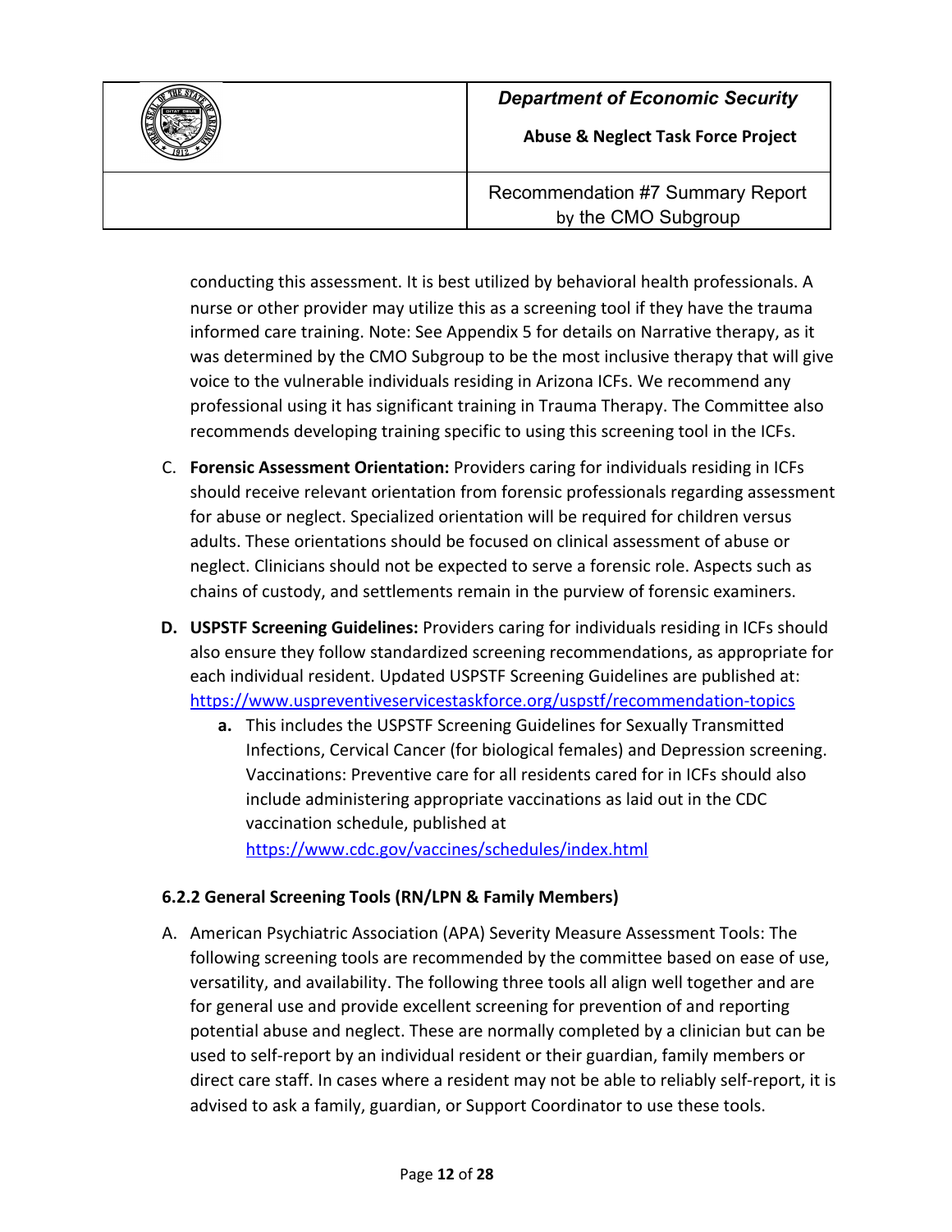conducting this assessment. It is best utilized by behavioral health professionals. A nurse or other provider may utilize this as a screening tool if they have the trauma informed care training. Note: See Appendix 5 for details on Narrative therapy, as it was determined by the CMO Subgroup to be the most inclusive therapy that will give voice to the vulnerable individuals residing in Arizona ICFs. We recommend any professional using it has significant training in Trauma Therapy. The Committee also recommends developing training specific to using this screening tool in the ICFs.

C. **Forensic Assessment Orientation:** Providers caring for individuals residing in ICFs should receive relevant orientation from forensic professionals regarding assessment for abuse or neglect. Specialized orientation will be required for children versus adults. These orientations should be focused on clinical assessment of abuse or neglect. Clinicians should not be expected to serve a forensic role. Aspects such as chains of custody, and settlements remain in the purview of forensic examiners.

**D. USPSTF Screening Guidelines:** Providers caring for individuals residing in ICFs should also ensure they follow standardized screening recommendations, as appropriate for each individual resident. Updated USPSTF Screening Guidelines are published at: https://www.uspreventiveservicestaskforce.org/uspstf/recommendation-topics

   **a.** This includes the USPSTF Screening Guidelines for Sexually Transmitted Infections, Cervical Cancer (for biological females) and Depression screening. Vaccinations: Preventive care for all residents cared for in ICFs should also include administering appropriate vaccinations as laid out in the CDC vaccination schedule, published at https://www.cdc.gov/vaccines/schedules/index.html

### 6.2.2 General Screening Tools (RN/LPN & Family Members)

A. American Psychiatric Association (APA) Severity Measure Assessment Tools: The following screening tools are recommended by the committee based on ease of use, versatility, and availability. The following three tools all align well together and are for general use and provide excellent screening for prevention of and reporting potential abuse and neglect. These are normally completed by a clinician but can be used to self-report by an individual resident or their guardian, family members or direct care staff. In cases where a resident may not be able to reliably self-report, it is advised to ask a family, guardian, or Support Coordinator to use these tools.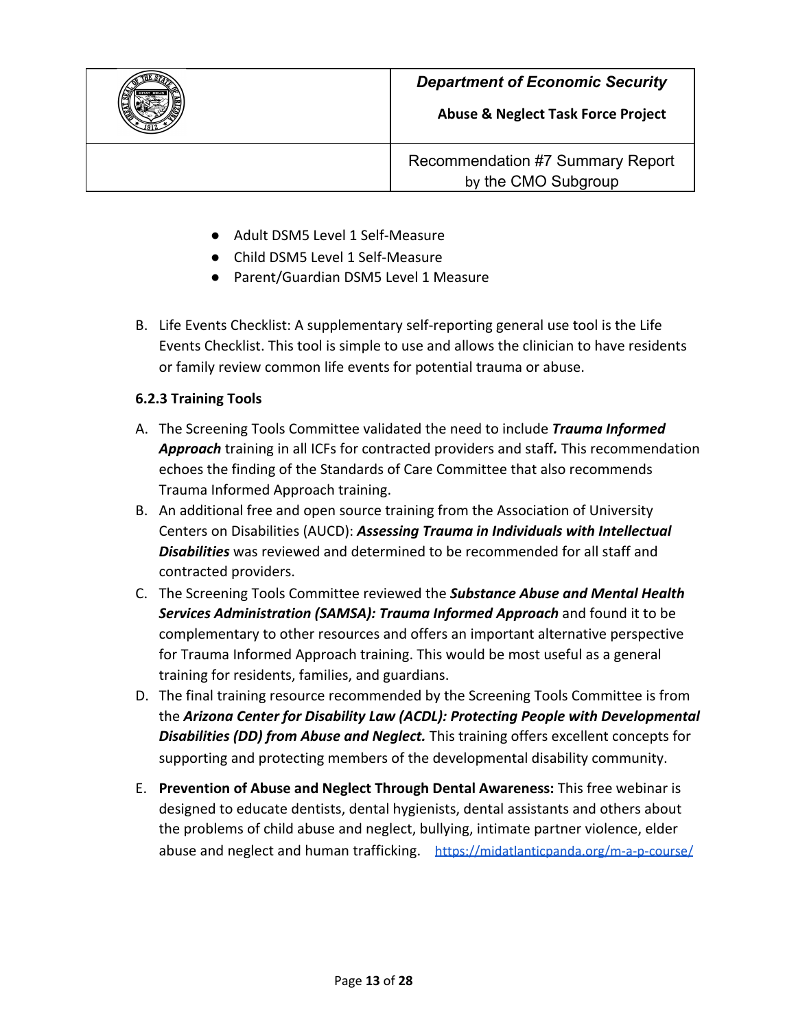- Adult DSM5 Level 1 Self-Measure
- Child DSM5 Level 1 Self-Measure
- Parent/Guardian DSM5 Level 1 Measure

B. Life Events Checklist: A supplementary self-reporting general use tool is the Life Events Checklist. This tool is simple to use and allows the clinician to have residents or family review common life events for potential trauma or abuse.

**6.2.3 Training Tools**

A. The Screening Tools Committee validated the need to include ***Trauma Informed Approach*** training in all ICFs for contracted providers and staff***.*** This recommendation echoes the finding of the Standards of Care Committee that also recommends Trauma Informed Approach training.

B. An additional free and open source training from the Association of University Centers on Disabilities (AUCD): ***Assessing Trauma in Individuals with Intellectual Disabilities*** was reviewed and determined to be recommended for all staff and contracted providers.

C. The Screening Tools Committee reviewed the ***Substance Abuse and Mental Health Services Administration (SAMSA): Trauma Informed Approach*** and found it to be complementary to other resources and offers an important alternative perspective for Trauma Informed Approach training. This would be most useful as a general training for residents, families, and guardians.

D. The final training resource recommended by the Screening Tools Committee is from the ***Arizona Center for Disability Law (ACDL): Protecting People with Developmental Disabilities (DD) from Abuse and Neglect.*** This training offers excellent concepts for supporting and protecting members of the developmental disability community.

E. **Prevention of Abuse and Neglect Through Dental Awareness:** This free webinar is designed to educate dentists, dental hygienists, dental assistants and others about the problems of child abuse and neglect, bullying, intimate partner violence, elder abuse and neglect and human trafficking. https://midatlanticpanda.org/m-a-p-course/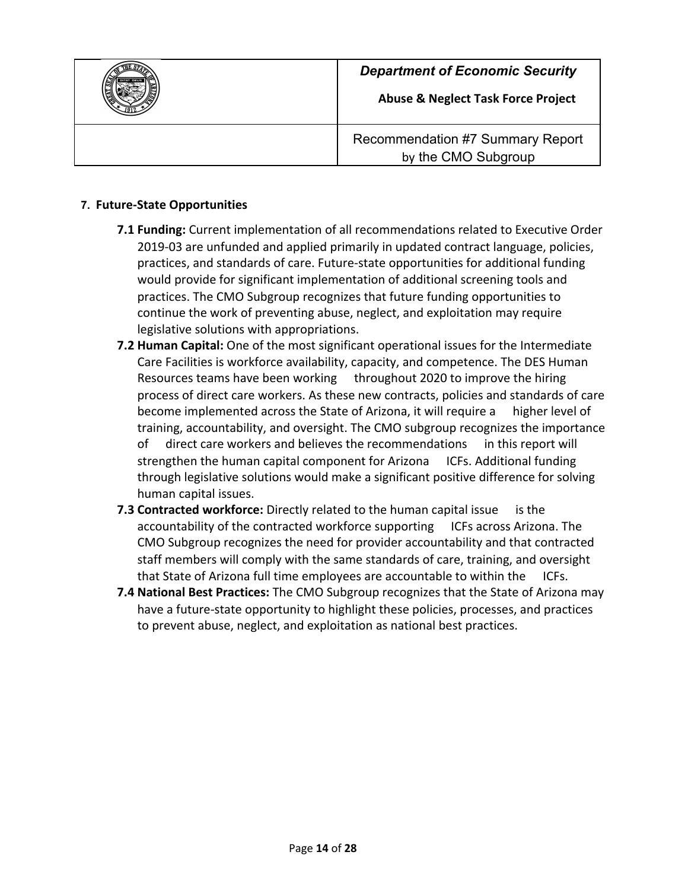## 7. Future-State Opportunities

**7.1 Funding:** Current implementation of all recommendations related to Executive Order 2019-03 are unfunded and applied primarily in updated contract language, policies, practices, and standards of care. Future-state opportunities for additional funding would provide for significant implementation of additional screening tools and practices. The CMO Subgroup recognizes that future funding opportunities to continue the work of preventing abuse, neglect, and exploitation may require legislative solutions with appropriations.

**7.2 Human Capital:** One of the most significant operational issues for the Intermediate Care Facilities is workforce availability, capacity, and competence. The DES Human Resources teams have been working throughout 2020 to improve the hiring process of direct care workers. As these new contracts, policies and standards of care become implemented across the State of Arizona, it will require a higher level of training, accountability, and oversight. The CMO subgroup recognizes the importance of direct care workers and believes the recommendations in this report will strengthen the human capital component for Arizona ICFs. Additional funding through legislative solutions would make a significant positive difference for solving human capital issues.

**7.3 Contracted workforce:** Directly related to the human capital issue is the accountability of the contracted workforce supporting ICFs across Arizona. The CMO Subgroup recognizes the need for provider accountability and that contracted staff members will comply with the same standards of care, training, and oversight that State of Arizona full time employees are accountable to within the ICFs.

**7.4 National Best Practices:** The CMO Subgroup recognizes that the State of Arizona may have a future-state opportunity to highlight these policies, processes, and practices to prevent abuse, neglect, and exploitation as national best practices.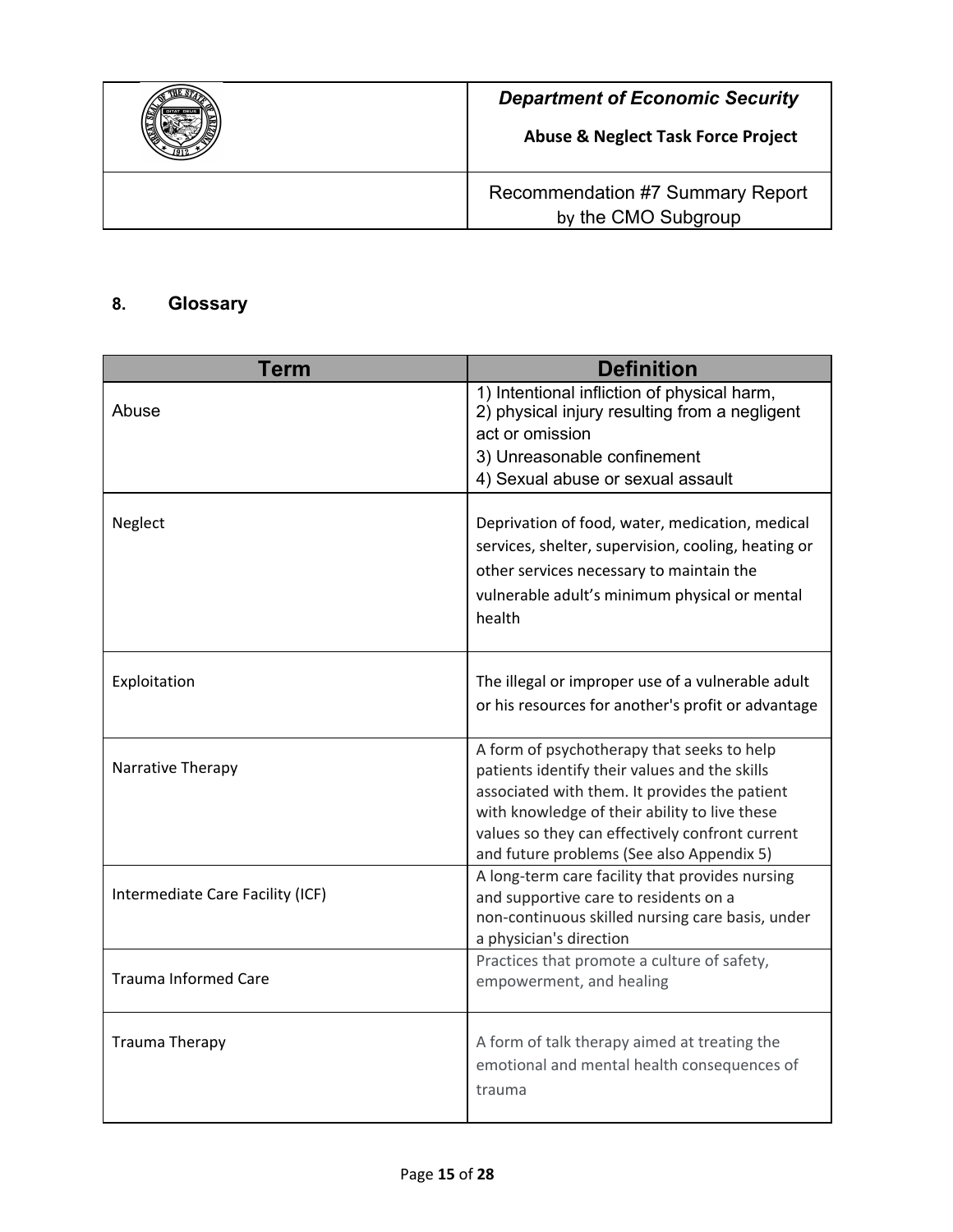## 8. Glossary

| Term | Definition |
| --- | --- |
| Abuse | 1) Intentional infliction of physical harm,<br>2) physical injury resulting from a negligent act or omission<br>3) Unreasonable confinement<br>4) Sexual abuse or sexual assault |
| Neglect | Deprivation of food, water, medication, medical services, shelter, supervision, cooling, heating or other services necessary to maintain the vulnerable adult's minimum physical or mental health |
| Exploitation | The illegal or improper use of a vulnerable adult or his resources for another's profit or advantage |
| Narrative Therapy | A form of psychotherapy that seeks to help patients identify their values and the skills associated with them. It provides the patient with knowledge of their ability to live these values so they can effectively confront current and future problems (See also Appendix 5) |
| Intermediate Care Facility (ICF) | A long-term care facility that provides nursing and supportive care to residents on a non-continuous skilled nursing care basis, under a physician's direction |
| Trauma Informed Care | Practices that promote a culture of safety, empowerment, and healing |
| Trauma Therapy | A form of talk therapy aimed at treating the emotional and mental health consequences of trauma |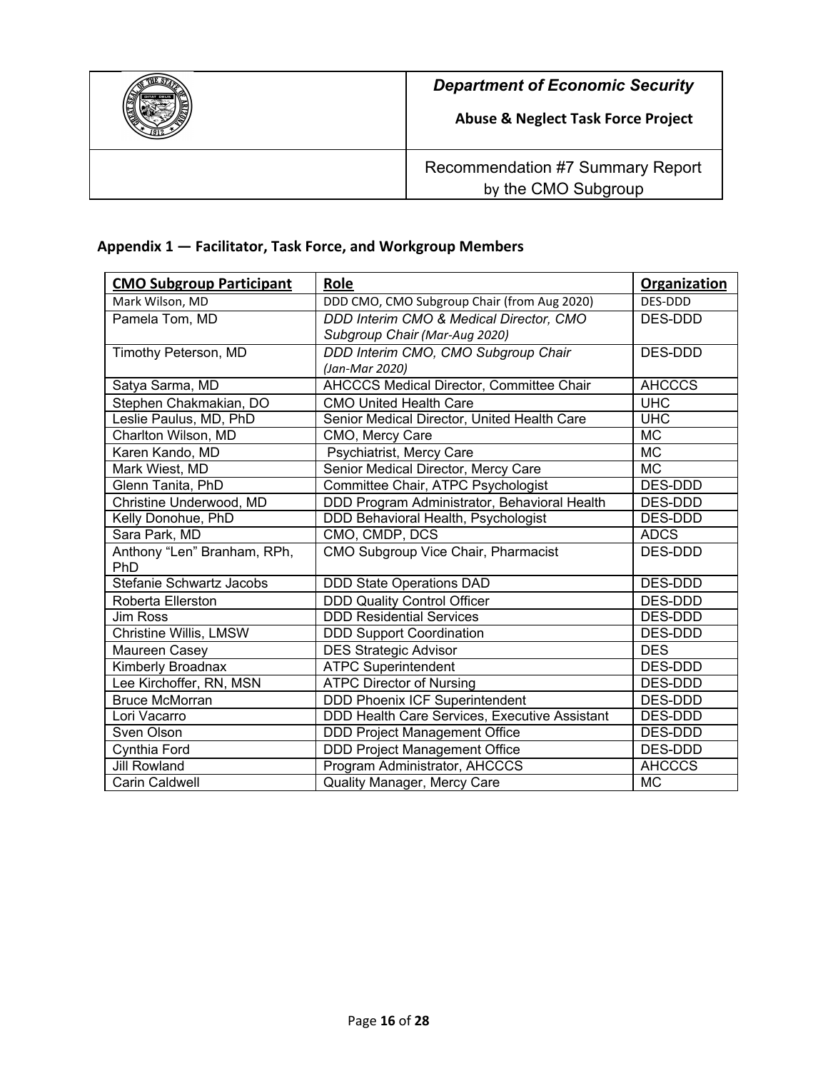## Appendix 1 — Facilitator, Task Force, and Workgroup Members

| CMO Subgroup Participant | Role | Organization |
|---|---|---|
| Mark Wilson, MD | DDD CMO, CMO Subgroup Chair (from Aug 2020) | DES-DDD |
| Pamela Tom, MD | *DDD Interim CMO & Medical Director, CMO Subgroup Chair (Mar-Aug 2020)* | DES-DDD |
| Timothy Peterson, MD | *DDD Interim CMO, CMO Subgroup Chair (Jan-Mar 2020)* | DES-DDD |
| Satya Sarma, MD | AHCCCS Medical Director, Committee Chair | AHCCCS |
| Stephen Chakmakian, DO | CMO United Health Care | UHC |
| Leslie Paulus, MD, PhD | Senior Medical Director, United Health Care | UHC |
| Charlton Wilson, MD | CMO, Mercy Care | MC |
| Karen Kando, MD | Psychiatrist, Mercy Care | MC |
| Mark Wiest, MD | Senior Medical Director, Mercy Care | MC |
| Glenn Tanita, PhD | Committee Chair, ATPC Psychologist | DES-DDD |
| Christine Underwood, MD | DDD Program Administrator, Behavioral Health | DES-DDD |
| Kelly Donohue, PhD | DDD Behavioral Health, Psychologist | DES-DDD |
| Sara Park, MD | CMO, CMDP, DCS | ADCS |
| Anthony "Len" Branham, RPh, PhD | CMO Subgroup Vice Chair, Pharmacist | DES-DDD |
| Stefanie Schwartz Jacobs | DDD State Operations DAD | DES-DDD |
| Roberta Ellerston | DDD Quality Control Officer | DES-DDD |
| Jim Ross | DDD Residential Services | DES-DDD |
| Christine Willis, LMSW | DDD Support Coordination | DES-DDD |
| Maureen Casey | DES Strategic Advisor | DES |
| Kimberly Broadnax | ATPC Superintendent | DES-DDD |
| Lee Kirchoffer, RN, MSN | ATPC Director of Nursing | DES-DDD |
| Bruce McMorran | DDD Phoenix ICF Superintendent | DES-DDD |
| Lori Vacarro | DDD Health Care Services, Executive Assistant | DES-DDD |
| Sven Olson | DDD Project Management Office | DES-DDD |
| Cynthia Ford | DDD Project Management Office | DES-DDD |
| Jill Rowland | Program Administrator, AHCCCS | AHCCCS |
| Carin Caldwell | Quality Manager, Mercy Care | MC |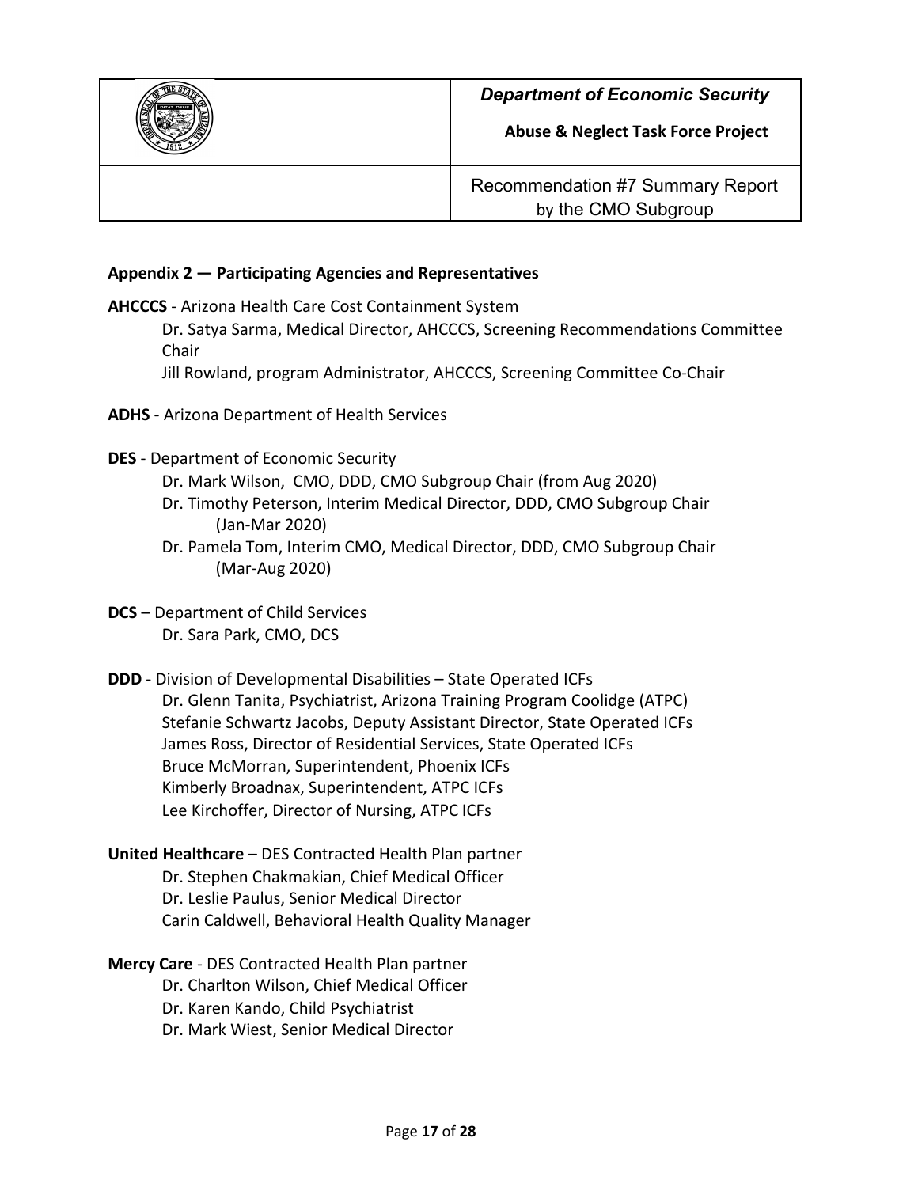## Appendix 2 — Participating Agencies and Representatives

**AHCCCS** - Arizona Health Care Cost Containment System

- Dr. Satya Sarma, Medical Director, AHCCCS, Screening Recommendations Committee Chair
- Jill Rowland, program Administrator, AHCCCS, Screening Committee Co-Chair

**ADHS** - Arizona Department of Health Services

**DES** - Department of Economic Security

- Dr. Mark Wilson, CMO, DDD, CMO Subgroup Chair (from Aug 2020)
- Dr. Timothy Peterson, Interim Medical Director, DDD, CMO Subgroup Chair (Jan-Mar 2020)
- Dr. Pamela Tom, Interim CMO, Medical Director, DDD, CMO Subgroup Chair (Mar-Aug 2020)

**DCS** – Department of Child Services

- Dr. Sara Park, CMO, DCS

**DDD** - Division of Developmental Disabilities – State Operated ICFs

- Dr. Glenn Tanita, Psychiatrist, Arizona Training Program Coolidge (ATPC)
- Stefanie Schwartz Jacobs, Deputy Assistant Director, State Operated ICFs
- James Ross, Director of Residential Services, State Operated ICFs
- Bruce McMorran, Superintendent, Phoenix ICFs
- Kimberly Broadnax, Superintendent, ATPC ICFs
- Lee Kirchoffer, Director of Nursing, ATPC ICFs

**United Healthcare** – DES Contracted Health Plan partner

- Dr. Stephen Chakmakian, Chief Medical Officer
- Dr. Leslie Paulus, Senior Medical Director
- Carin Caldwell, Behavioral Health Quality Manager

**Mercy Care** - DES Contracted Health Plan partner

- Dr. Charlton Wilson, Chief Medical Officer
- Dr. Karen Kando, Child Psychiatrist
- Dr. Mark Wiest, Senior Medical Director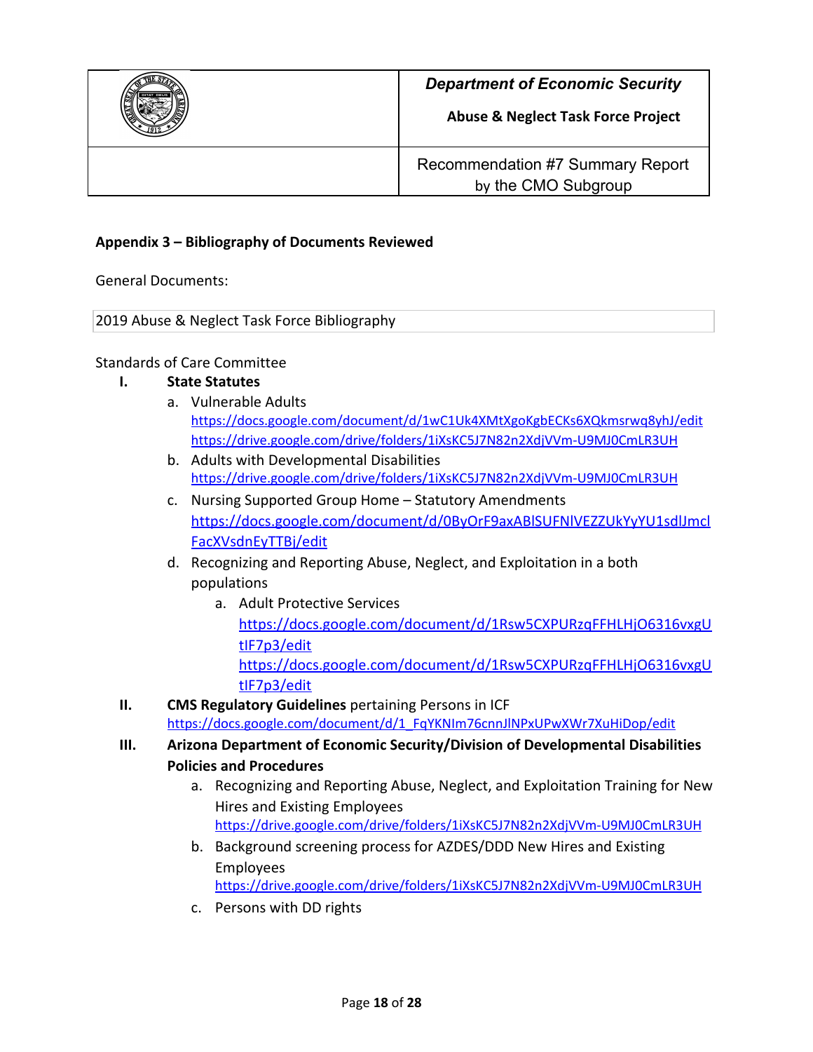## Appendix 3 – Bibliography of Documents Reviewed

General Documents:

2019 Abuse & Neglect Task Force Bibliography

Standards of Care Committee

I. **State Statutes**
   a. Vulnerable Adults
      https://docs.google.com/document/d/1wC1Uk4XMtXgoKgbECKs6XQkmsrwq8yhJ/edit
      https://drive.google.com/drive/folders/1iXsKC5J7N82n2XdjVVm-U9MJ0CmLR3UH
   b. Adults with Developmental Disabilities
      https://drive.google.com/drive/folders/1iXsKC5J7N82n2XdjVVm-U9MJ0CmLR3UH
   c. Nursing Supported Group Home – Statutory Amendments
      https://docs.google.com/document/d/0ByOrF9axABlSUFNlVEZZUkYyYU1sdlJmclFacXVsdnEyTTBj/edit
   d. Recognizing and Reporting Abuse, Neglect, and Exploitation in a both populations
      a. Adult Protective Services
         https://docs.google.com/document/d/1Rsw5CXPURzqFFHLHjO6316vxgUtIF7p3/edit
         https://docs.google.com/document/d/1Rsw5CXPURzqFFHLHjO6316vxgUtIF7p3/edit

II. **CMS Regulatory Guidelines** pertaining Persons in ICF
   https://docs.google.com/document/d/1_FqYKNIm76cnnJlNPxUPwXWr7XuHiDop/edit

III. **Arizona Department of Economic Security/Division of Developmental Disabilities Policies and Procedures**
   a. Recognizing and Reporting Abuse, Neglect, and Exploitation Training for New Hires and Existing Employees
      https://drive.google.com/drive/folders/1iXsKC5J7N82n2XdjVVm-U9MJ0CmLR3UH
   b. Background screening process for AZDES/DDD New Hires and Existing Employees
      https://drive.google.com/drive/folders/1iXsKC5J7N82n2XdjVVm-U9MJ0CmLR3UH
   c. Persons with DD rights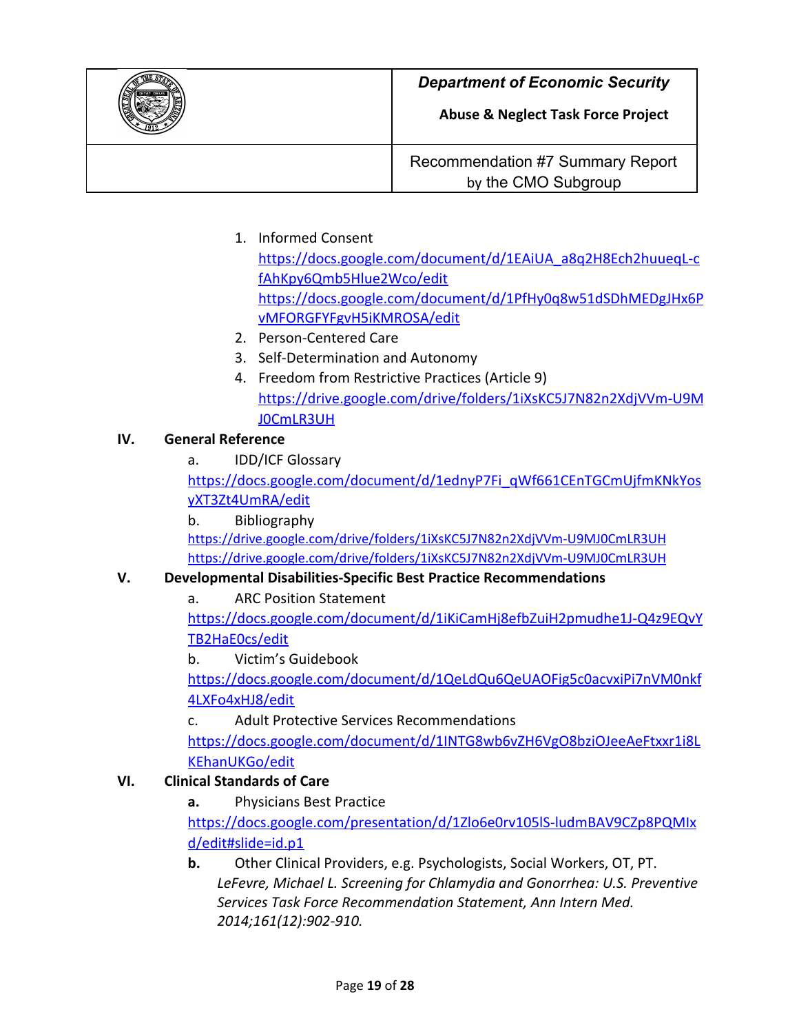1. Informed Consent
   https://docs.google.com/document/d/1EAiUA_a8q2H8Ech2huueqL-cfAhKpy6Qmb5Hlue2Wco/edit
   https://docs.google.com/document/d/1PfHy0q8w51dSDhMEDgJHx6PvMFORGFYFgvH5iKMROSA/edit
2. Person-Centered Care
3. Self-Determination and Autonomy
4. Freedom from Restrictive Practices (Article 9)
   https://drive.google.com/drive/folders/1iXsKC5J7N82n2XdjVVm-U9MJ0CmLR3UH

## IV. General Reference

a. IDD/ICF Glossary
https://docs.google.com/document/d/1ednyP7Fi_qWf661CEnTGCmUjfmKNkYosyXT3Zt4UmRA/edit

b. Bibliography
https://drive.google.com/drive/folders/1iXsKC5J7N82n2XdjVVm-U9MJ0CmLR3UH
https://drive.google.com/drive/folders/1iXsKC5J7N82n2XdjVVm-U9MJ0CmLR3UH

## V. Developmental Disabilities-Specific Best Practice Recommendations

a. ARC Position Statement
https://docs.google.com/document/d/1iKiCamHj8efbZuiH2pmudhe1J-Q4z9EQvYTB2HaE0cs/edit

b. Victim's Guidebook
https://docs.google.com/document/d/1QeLdQu6QeUAOFig5c0acvxiPi7nVM0nkf4LXFo4xHJ8/edit

c. Adult Protective Services Recommendations
https://docs.google.com/document/d/1INTG8wb6vZH6VgO8bziOJeeAeFtxxr1i8LKEhanUKGo/edit

## VI. Clinical Standards of Care

**a.** Physicians Best Practice
https://docs.google.com/presentation/d/1Zlo6e0rv105lS-ludmBAV9CZp8PQMIxd/edit#slide=id.p1

**b.** Other Clinical Providers, e.g. Psychologists, Social Workers, OT, PT.
*LeFevre, Michael L. Screening for Chlamydia and Gonorrhea: U.S. Preventive Services Task Force Recommendation Statement, Ann Intern Med. 2014;161(12):902-910.*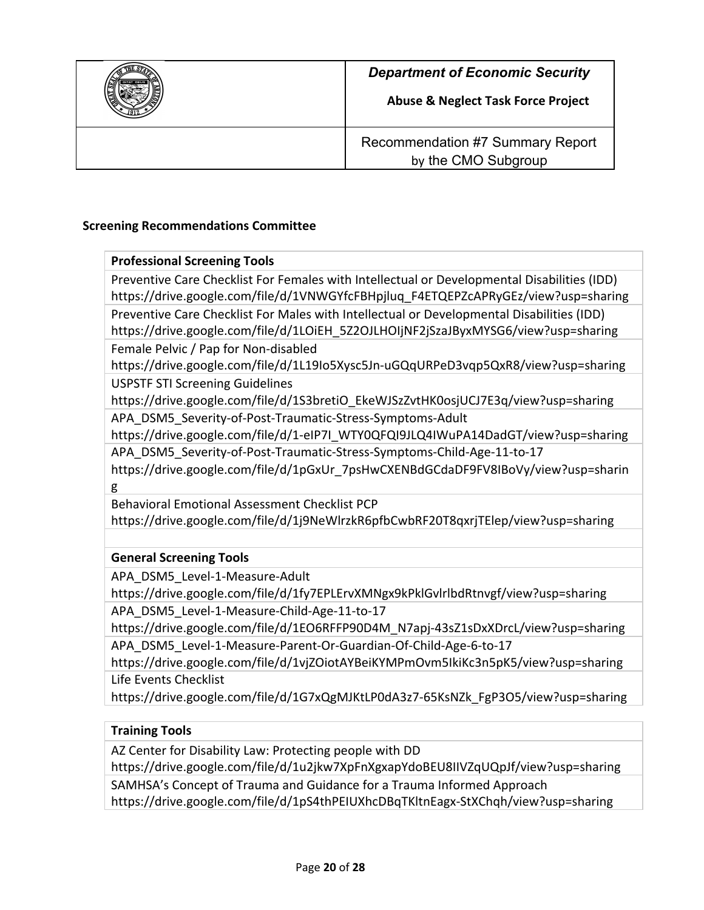### Screening Recommendations Committee

| Professional Screening Tools |
| --- |
| Preventive Care Checklist For Females with Intellectual or Developmental Disabilities (IDD) https://drive.google.com/file/d/1VNWGYfcFBHpjluq_F4ETQEPZcAPRyGEz/view?usp=sharing |
| Preventive Care Checklist For Males with Intellectual or Developmental Disabilities (IDD) https://drive.google.com/file/d/1LOiEH_5Z2OJLHOIjNF2jSzaJByxMYSG6/view?usp=sharing |
| Female Pelvic / Pap for Non-disabled https://drive.google.com/file/d/1L19Io5Xysc5Jn-uGQqURPeD3vqp5QxR8/view?usp=sharing |
| USPSTF STI Screening Guidelines https://drive.google.com/file/d/1S3bretiO_EkeWJSzZvtHK0osjUCJ7E3q/view?usp=sharing |
| APA_DSM5_Severity-of-Post-Traumatic-Stress-Symptoms-Adult https://drive.google.com/file/d/1-eIP7I_WTY0QFQI9JLQ4IWuPA14DadGT/view?usp=sharing |
| APA_DSM5_Severity-of-Post-Traumatic-Stress-Symptoms-Child-Age-11-to-17 https://drive.google.com/file/d/1pGxUr_7psHwCXENBdGCdaDF9FV8IBoVy/view?usp=sharing |
| Behavioral Emotional Assessment Checklist PCP https://drive.google.com/file/d/1j9NeWlrzkR6pfbCwbRF20T8qxrjTElep/view?usp=sharing |
| |
| **General Screening Tools** |
| APA_DSM5_Level-1-Measure-Adult https://drive.google.com/file/d/1fy7EPLErvXMNgx9kPklGvlrlbdRtnvgf/view?usp=sharing |
| APA_DSM5_Level-1-Measure-Child-Age-11-to-17 https://drive.google.com/file/d/1EO6RFFP90D4M_N7apj-43sZ1sDxXDrcL/view?usp=sharing |
| APA_DSM5_Level-1-Measure-Parent-Or-Guardian-Of-Child-Age-6-to-17 https://drive.google.com/file/d/1vjZOiotAYBeiKYMPmOvm5IkiKc3n5pK5/view?usp=sharing |
| Life Events Checklist https://drive.google.com/file/d/1G7xQgMJKtLP0dA3z7-65KsNZk_FgP3O5/view?usp=sharing |

| Training Tools |
| --- |
| AZ Center for Disability Law: Protecting people with DD https://drive.google.com/file/d/1u2jkw7XpFnXgxapYdoBEU8IIVZqUQpJf/view?usp=sharing |
| SAMHSA's Concept of Trauma and Guidance for a Trauma Informed Approach https://drive.google.com/file/d/1pS4thPEIUXhcDBqTKltnEagx-StXChqh/view?usp=sharing |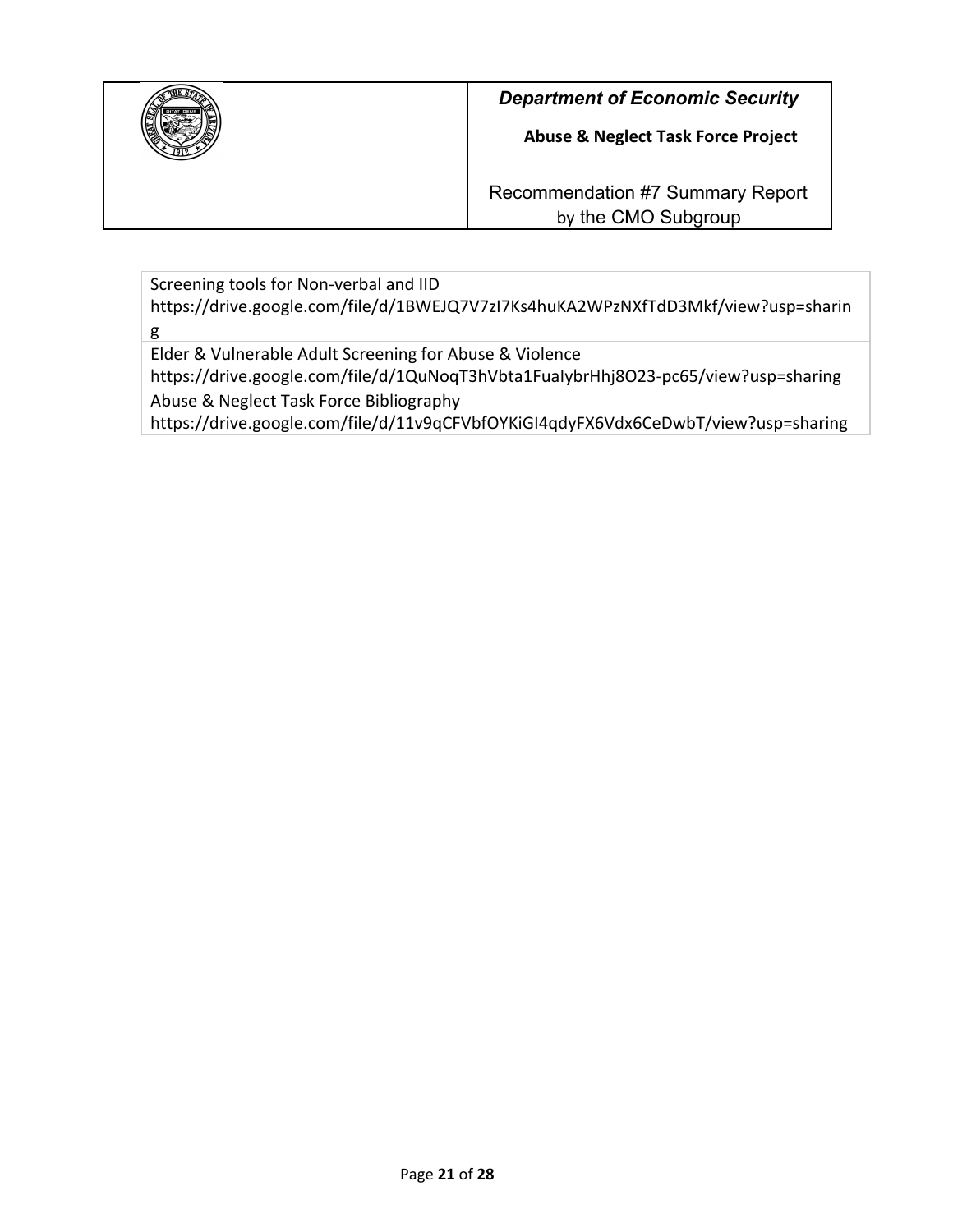| Screening tools for Non-verbal and IID https://drive.google.com/file/d/1BWEJQ7V7zI7Ks4huKA2WPzNXfTdD3Mkf/view?usp=sharing |
|---|
| Elder & Vulnerable Adult Screening for Abuse & Violence https://drive.google.com/file/d/1QuNoqT3hVbta1FuaIybrHhj8O23-pc65/view?usp=sharing |
| Abuse & Neglect Task Force Bibliography https://drive.google.com/file/d/11v9qCFVbfOYKiGI4qdyFX6Vdx6CeDwbT/view?usp=sharing |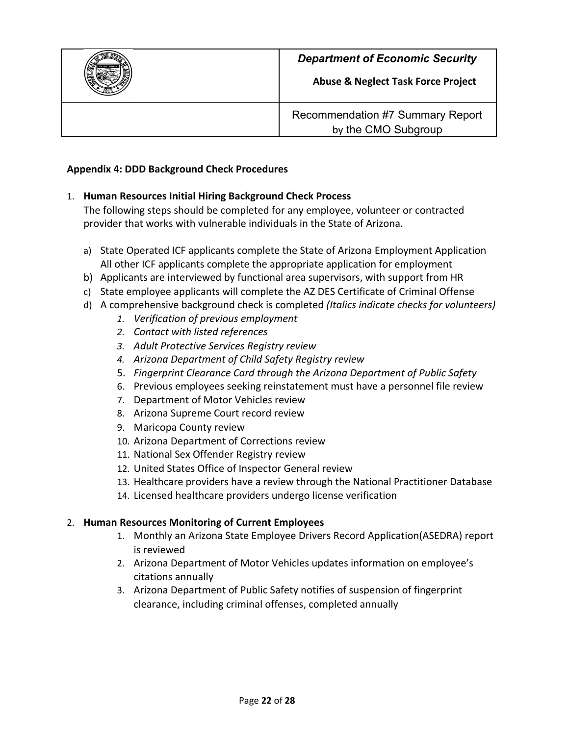**Appendix 4: DDD Background Check Procedures**

1. **Human Resources Initial Hiring Background Check Process**

   The following steps should be completed for any employee, volunteer or contracted provider that works with vulnerable individuals in the State of Arizona.

   a) State Operated ICF applicants complete the State of Arizona Employment Application All other ICF applicants complete the appropriate application for employment
   b) Applicants are interviewed by functional area supervisors, with support from HR
   c) State employee applicants will complete the AZ DES Certificate of Criminal Offense
   d) A comprehensive background check is completed *(Italics indicate checks for volunteers)*
      1. *Verification of previous employment*
      2. *Contact with listed references*
      3. *Adult Protective Services Registry review*
      4. *Arizona Department of Child Safety Registry review*
      5. *Fingerprint Clearance Card through the Arizona Department of Public Safety*
      6. Previous employees seeking reinstatement must have a personnel file review
      7. Department of Motor Vehicles review
      8. Arizona Supreme Court record review
      9. Maricopa County review
      10. Arizona Department of Corrections review
      11. National Sex Offender Registry review
      12. United States Office of Inspector General review
      13. Healthcare providers have a review through the National Practitioner Database
      14. Licensed healthcare providers undergo license verification

2. **Human Resources Monitoring of Current Employees**
   1. Monthly an Arizona State Employee Drivers Record Application(ASEDRA) report is reviewed
   2. Arizona Department of Motor Vehicles updates information on employee's citations annually
   3. Arizona Department of Public Safety notifies of suspension of fingerprint clearance, including criminal offenses, completed annually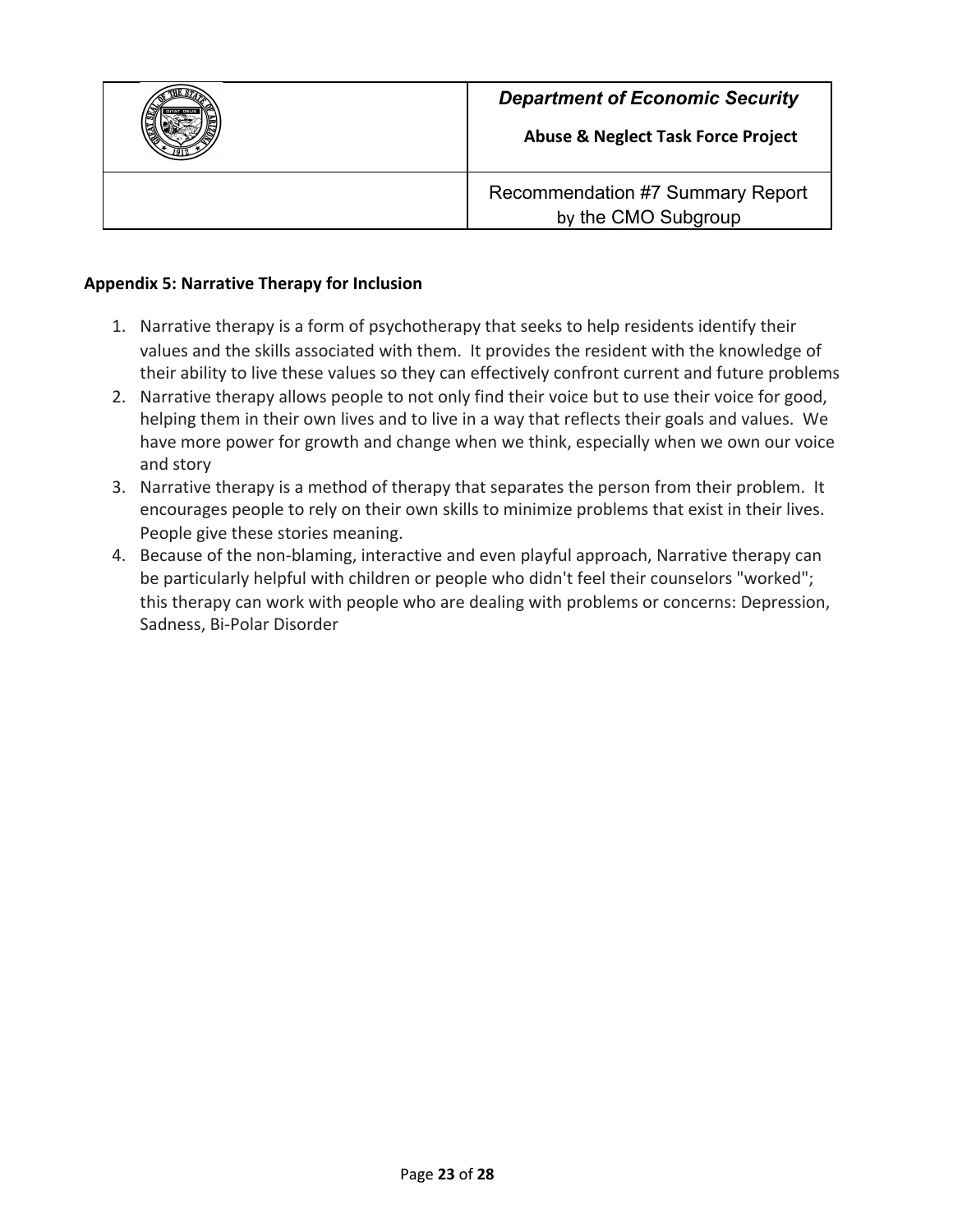**Appendix 5: Narrative Therapy for Inclusion**

1. Narrative therapy is a form of psychotherapy that seeks to help residents identify their values and the skills associated with them. It provides the resident with the knowledge of their ability to live these values so they can effectively confront current and future problems
2. Narrative therapy allows people to not only find their voice but to use their voice for good, helping them in their own lives and to live in a way that reflects their goals and values. We have more power for growth and change when we think, especially when we own our voice and story
3. Narrative therapy is a method of therapy that separates the person from their problem. It encourages people to rely on their own skills to minimize problems that exist in their lives. People give these stories meaning.
4. Because of the non-blaming, interactive and even playful approach, Narrative therapy can be particularly helpful with children or people who didn't feel their counselors "worked"; this therapy can work with people who are dealing with problems or concerns: Depression, Sadness, Bi-Polar Disorder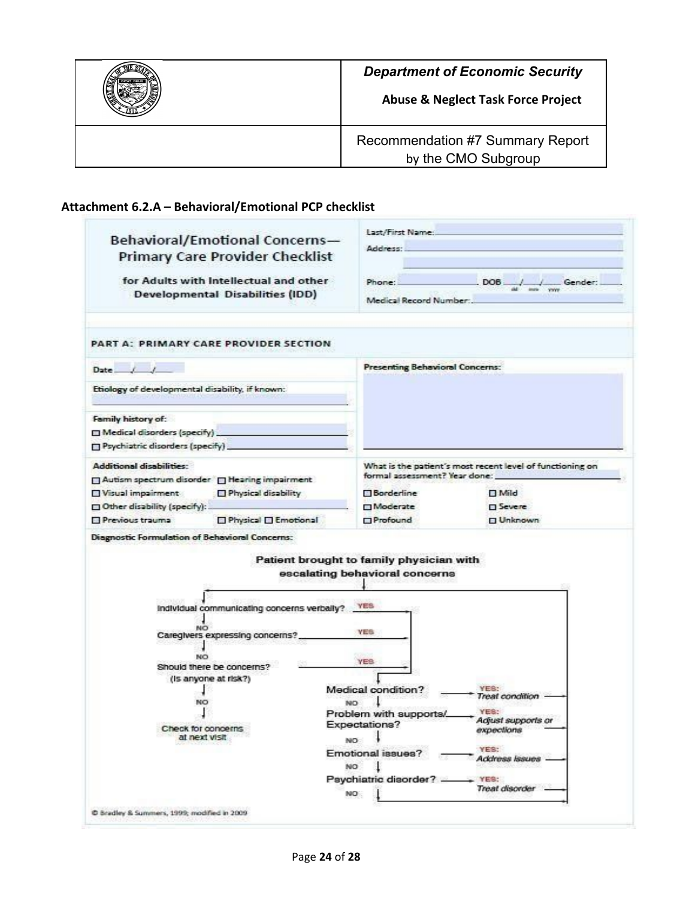## Attachment 6.2.A – Behavioral/Emotional PCP checklist

### Behavioral/Emotional Concerns— Primary Care Provider Checklist

**for Adults with Intellectual and other Developmental Disabilities (IDD)**

Last/First Name: \_\_\_\_\_\_\_\_\_\_

Address: \_\_\_\_\_\_\_\_\_\_

Phone: \_\_\_\_\_\_\_\_\_\_ DOB \_\_\_/\_\_\_/\_\_\_ (dd mm yyyy) Gender: \_\_\_\_

Medical Record Number: \_\_\_\_\_\_\_\_\_\_

#### PART A: PRIMARY CARE PROVIDER SECTION

Date \_\_\_/\_\_\_/\_\_\_

Etiology of developmental disability, if known: \_\_\_\_\_\_\_\_\_\_

**Family history of:**

- ☐ Medical disorders (specify) \_\_\_\_\_\_\_\_\_\_
- ☐ Psychiatric disorders (specify) \_\_\_\_\_\_\_\_\_\_

**Presenting Behavioral Concerns:**

\_\_\_\_\_\_\_\_\_\_

**Additional disabilities:**

- ☐ Autism spectrum disorder
- ☐ Hearing impairment
- ☐ Visual impairment
- ☐ Physical disability
- ☐ Other disability (specify): \_\_\_\_\_\_\_\_\_\_
- ☐ Previous trauma ☐ Physical ☐ Emotional

**What is the patient's most recent level of functioning on formal assessment? Year done:** \_\_\_\_\_\_\_\_\_\_

- ☐ Borderline
- ☐ Mild
- ☐ Moderate
- ☐ Severe
- ☐ Profound
- ☐ Unknown

**Diagnostic Formulation of Behavioral Concerns:**

**Patient brought to family physician with escalating behavioral concerns**

- Individual communicating concerns verbally? YES → proceed to assessment below; NO ↓
- Caregivers expressing concerns? YES → proceed to assessment below; NO ↓
- Should there be concerns? (Is anyone at risk?) YES → proceed to assessment below; NO → Check for concerns at next visit

Assessment:

- Medical condition? → YES: *Treat condition*; NO ↓
- Problem with supports/Expectations? → YES: *Adjust supports or expections*; NO ↓
- Emotional issues? → YES: *Address issues*; NO ↓
- Psychiatric disorder? → YES: *Treat disorder*; NO ↓

© Bradley & Summers, 1999; modified in 2009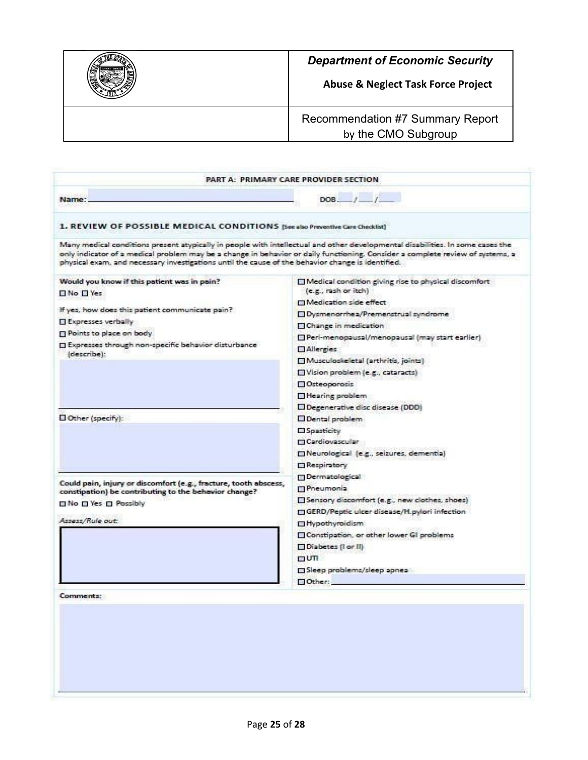| | *Department of Economic Security* |
|---|---|
| | **Abuse & Neglect Task Force Project** |
| | Recommendation #7 Summary Report by the CMO Subgroup |

**PART A: PRIMARY CARE PROVIDER SECTION**

Name: ______________________ DOB ___/___/___

**1. REVIEW OF POSSIBLE MEDICAL CONDITIONS** [See also Preventive Care Checklist]

Many medical conditions present atypically in people with intellectual and other developmental disabilities. In some cases the only indicator of a medical problem may be a change in behavior or daily functioning. Consider a complete review of systems, a physical exam, and necessary investigations until the cause of the behavior change is identified.

**Would you know if this patient was in pain?**

☐ No ☐ Yes

If yes, how does this patient communicate pain?

- ☐ Expresses verbally
- ☐ Points to place on body
- ☐ Expresses through non-specific behavior disturbance (describe):
- ☐ Other (specify):

**Could pain, injury or discomfort (e.g., fracture, tooth abscess, constipation) be contributing to the behavior change?**

☐ No ☐ Yes ☐ Possibly

*Assess/Rule out:*

- ☐ Medical condition giving rise to physical discomfort (e.g., rash or itch)
- ☐ Medication side effect
- ☐ Dysmenorrhea/Premenstrual syndrome
- ☐ Change in medication
- ☐ Peri-menopausal/menopausal (may start earlier)
- ☐ Allergies
- ☐ Musculoskeletal (arthritis, joints)
- ☐ Vision problem (e.g., cataracts)
- ☐ Osteoporosis
- ☐ Hearing problem
- ☐ Degenerative disc disease (DDD)
- ☐ Dental problem
- ☐ Spasticity
- ☐ Cardiovascular
- ☐ Neurological (e.g., seizures, dementia)
- ☐ Respiratory
- ☐ Dermatological
- ☐ Pneumonia
- ☐ Sensory discomfort (e.g., new clothes, shoes)
- ☐ GERD/Peptic ulcer disease/H.pylori infection
- ☐ Hypothyroidism
- ☐ Constipation, or other lower GI problems
- ☐ Diabetes (I or II)
- ☐ UTI
- ☐ Sleep problems/sleep apnea
- ☐ Other: ______________________

**Comments:**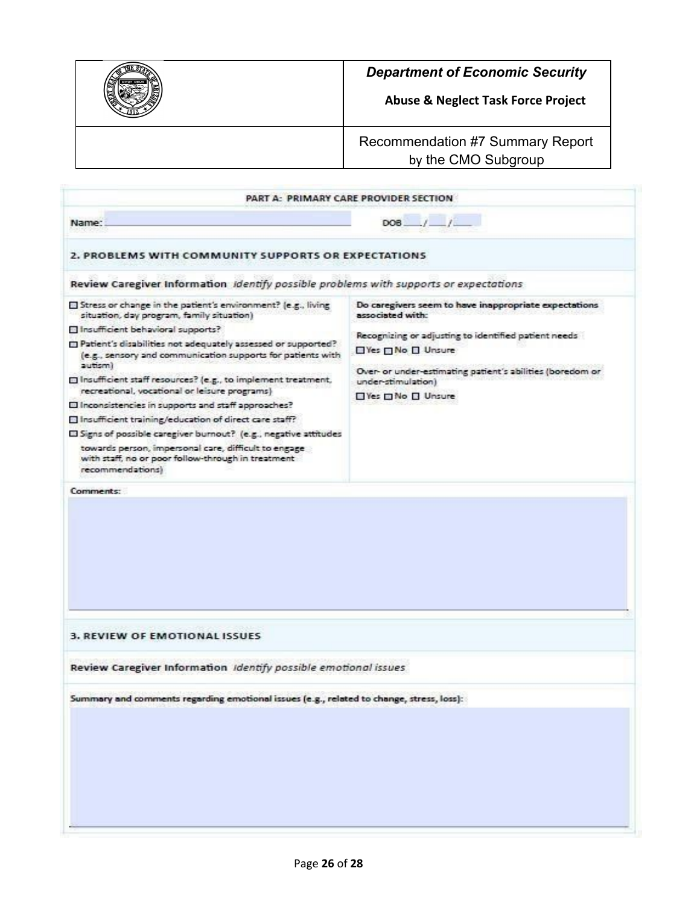| | *Department of Economic Security* **Abuse & Neglect Task Force Project** |
|---|---|
| | Recommendation #7 Summary Report by the CMO Subgroup |

**PART A: PRIMARY CARE PROVIDER SECTION**

Name: ________________________ DOB ___/___/___

## 2. PROBLEMS WITH COMMUNITY SUPPORTS OR EXPECTATIONS

**Review Caregiver Information** *identify possible problems with supports or expectations*

- ☐ Stress or change in the patient's environment? (e.g., living situation, day program, family situation)
- ☐ Insufficient behavioral supports?
- ☐ Patient's disabilities not adequately assessed or supported? (e.g., sensory and communication supports for patients with autism)
- ☐ Insufficient staff resources? (e.g., to implement treatment, recreational, vocational or leisure programs)
- ☐ Inconsistencies in supports and staff approaches?
- ☐ Insufficient training/education of direct care staff?
- ☐ Signs of possible caregiver burnout? (e.g., negative attitudes towards person, impersonal care, difficult to engage with staff, no or poor follow-through in treatment recommendations)

**Do caregivers seem to have inappropriate expectations associated with:**

Recognizing or adjusting to identified patient needs
☐ Yes ☐ No ☐ Unsure

Over- or under-estimating patient's abilities (boredom or under-stimulation)
☐ Yes ☐ No ☐ Unsure

**Comments:**

## 3. REVIEW OF EMOTIONAL ISSUES

**Review Caregiver Information** *identify possible emotional issues*

**Summary and comments regarding emotional issues (e.g., related to change, stress, loss):**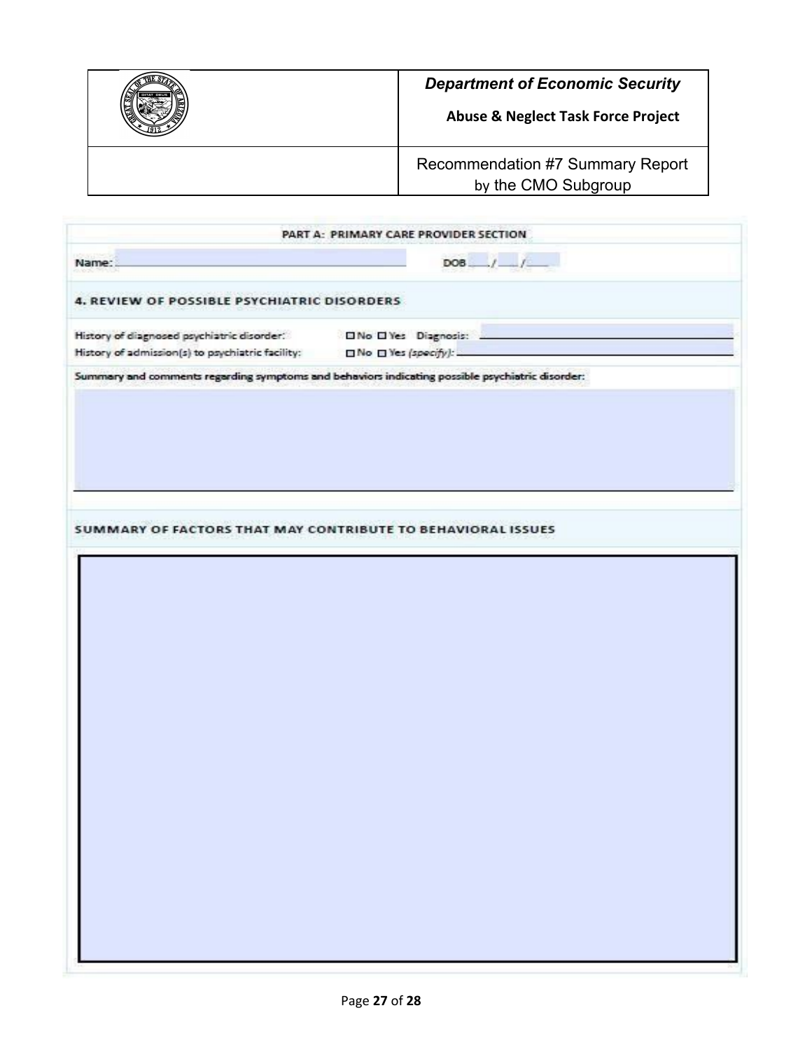**PART A: PRIMARY CARE PROVIDER SECTION**

Name: ______________________ DOB ___/___/___

### 4. REVIEW OF POSSIBLE PSYCHIATRIC DISORDERS

History of diagnosed psychiatric disorder: ☐ No ☐ Yes Diagnosis: ______________________

History of admission(s) to psychiatric facility: ☐ No ☐ Yes *(specify)*: ______________________

Summary and comments regarding symptoms and behaviors indicating possible psychiatric disorder:

### SUMMARY OF FACTORS THAT MAY CONTRIBUTE TO BEHAVIORAL ISSUES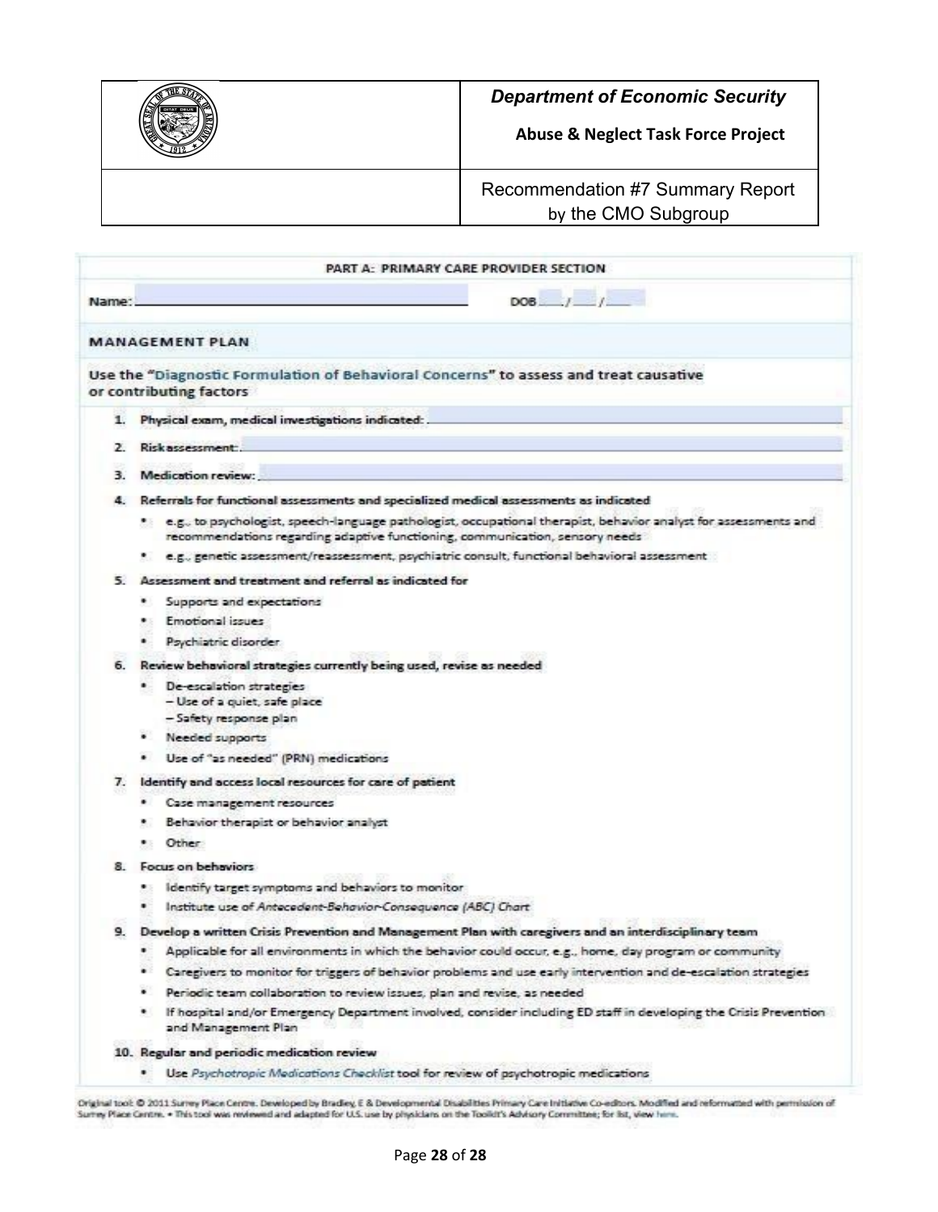| | Department of Economic Security<br>**Abuse & Neglect Task Force Project** |
|---|---|
| | Recommendation #7 Summary Report by the CMO Subgroup |

**PART A: PRIMARY CARE PROVIDER SECTION**

Name: ______________________ DOB ___/___/___

**MANAGEMENT PLAN**

**Use the "Diagnostic Formulation of Behavioral Concerns" to assess and treat causative or contributing factors**

1. **Physical exam, medical investigations indicated:** ______________________
2. **Risk assessment:** ______________________
3. **Medication review:** ______________________
4. **Referrals for functional assessments and specialized medical assessments as indicated**
   - e.g., to psychologist, speech-language pathologist, occupational therapist, behavior analyst for assessments and recommendations regarding adaptive functioning, communication, sensory needs
   - e.g., genetic assessment/reassessment, psychiatric consult, functional behavioral assessment
5. **Assessment and treatment and referral as indicated for**
   - Supports and expectations
   - Emotional issues
   - Psychiatric disorder
6. **Review behavioral strategies currently being used, revise as needed**
   - De-escalation strategies
     – Use of a quiet, safe place
     – Safety response plan
   - Needed supports
   - Use of "as needed" (PRN) medications
7. **Identify and access local resources for care of patient**
   - Case management resources
   - Behavior therapist or behavior analyst
   - Other
8. **Focus on behaviors**
   - Identify target symptoms and behaviors to monitor
   - Institute use of *Antecedent-Behavior-Consequence (ABC) Chart*
9. **Develop a written Crisis Prevention and Management Plan with caregivers and an interdisciplinary team**
   - Applicable for all environments in which the behavior could occur, e.g., home, day program or community
   - Caregivers to monitor for triggers of behavior problems and use early intervention and de-escalation strategies
   - Periodic team collaboration to review issues, plan and revise, as needed
   - If hospital and/or Emergency Department involved, consider including ED staff in developing the Crisis Prevention and Management Plan
10. **Regular and periodic medication review**
    - Use *Psychotropic Medications Checklist* tool for review of psychotropic medications

Original tool: © 2011 Surrey Place Centre. Developed by Bradley, E & Developmental Disabilities Primary Care Initiative Co-editors. Modified and reformatted with permission of Surrey Place Centre. • This tool was reviewed and adapted for U.S. use by physicians on the Toolkit's Advisory Committee; for list, view here.